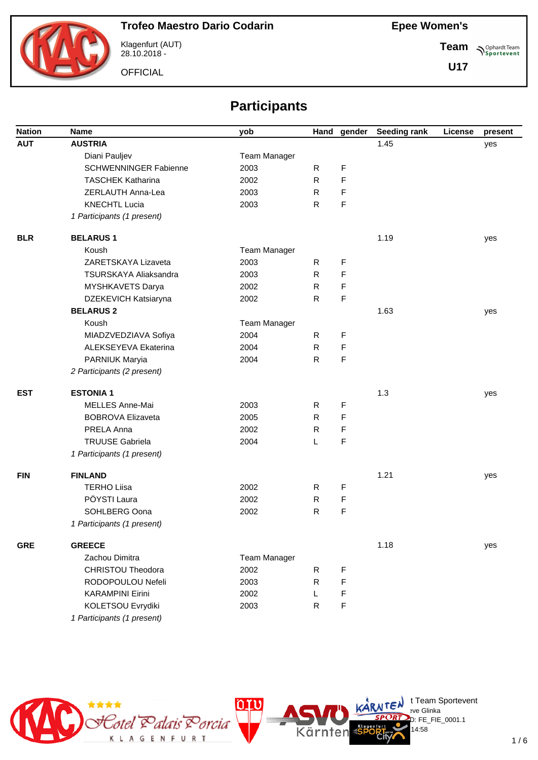**Trofeo Maestro Dario Codarin**

Klagenfurt (AUT)
28.10.2018 -

OFFICIAL

**Epee Women's**

**Team**

**U17**

## Participants

| Nation | Name | yob | Hand | gender | Seeding rank | License | present |
|---|---|---|---|---|---|---|---|
| **AUT** | **AUSTRIA** | | | | 1.45 | | yes |
| | Diani Pauljev | Team Manager | | | | | |
| | SCHWENNINGER Fabienne | 2003 | R | F | | | |
| | TASCHEK Katharina | 2002 | R | F | | | |
| | ZERLAUTH Anna-Lea | 2003 | R | F | | | |
| | KNECHTL Lucia | 2003 | R | F | | | |
| | *1 Participants (1 present)* | | | | | | |
| **BLR** | **BELARUS 1** | | | | 1.19 | | yes |
| | Koush | Team Manager | | | | | |
| | ZARETSKAYA Lizaveta | 2003 | R | F | | | |
| | TSURSKAYA Aliaksandra | 2003 | R | F | | | |
| | MYSHKAVETS Darya | 2002 | R | F | | | |
| | DZEKEVICH Katsiaryna | 2002 | R | F | | | |
| | **BELARUS 2** | | | | 1.63 | | yes |
| | Koush | Team Manager | | | | | |
| | MIADZVEDZIAVA Sofiya | 2004 | R | F | | | |
| | ALEKSEYEVA Ekaterina | 2004 | R | F | | | |
| | PARNIUK Maryia | 2004 | R | F | | | |
| | *2 Participants (2 present)* | | | | | | |
| **EST** | **ESTONIA 1** | | | | 1.3 | | yes |
| | MELLES Anne-Mai | 2003 | R | F | | | |
| | BOBROVA Elizaveta | 2005 | R | F | | | |
| | PRELA Anna | 2002 | R | F | | | |
| | TRUUSE Gabriela | 2004 | L | F | | | |
| | *1 Participants (1 present)* | | | | | | |
| **FIN** | **FINLAND** | | | | 1.21 | | yes |
| | TERHO Liisa | 2002 | R | F | | | |
| | PÖYSTI Laura | 2002 | R | F | | | |
| | SOHLBERG Oona | 2002 | R | F | | | |
| | *1 Participants (1 present)* | | | | | | |
| **GRE** | **GREECE** | | | | 1.18 | | yes |
| | Zachou Dimitra | Team Manager | | | | | |
| | CHRISTOU Theodora | 2002 | R | F | | | |
| | RODOPOULOU Nefeli | 2003 | R | F | | | |
| | KARAMPINI Eirini | 2002 | L | F | | | |
| | KOLETSOU Evrydiki | 2003 | R | F | | | |
| | *1 Participants (1 present)* | | | | | | |

t Team Sportevent
eve Glinka
D: FE_FIE_0001.1
14:58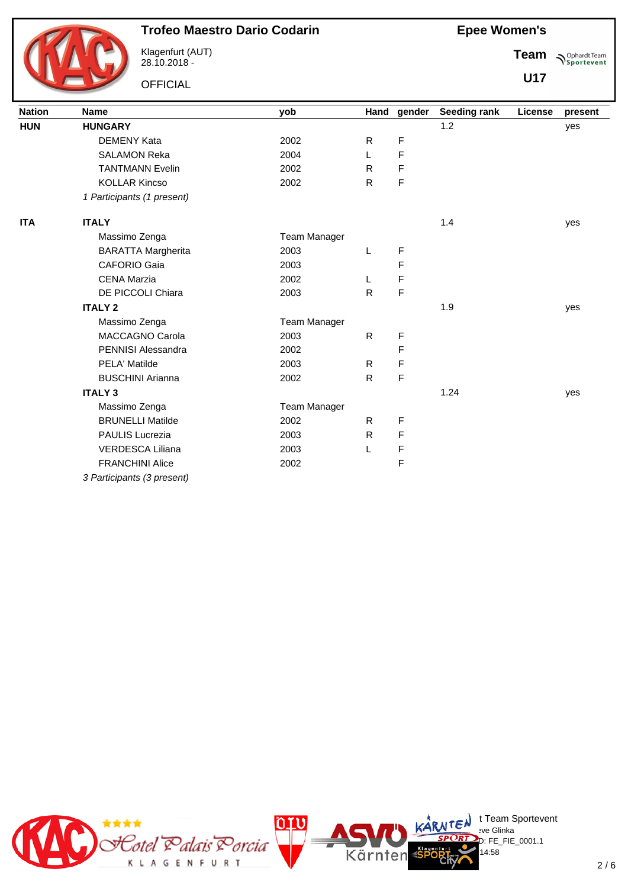# Trofeo Maestro Dario Codarin

Klagenfurt (AUT)
28.10.2018 -

OFFICIAL

**Epee Women's**

**Team**

**U17**

| Nation | Name | yob | Hand | gender | Seeding rank | License | present |
|---|---|---|---|---|---|---|---|
| **HUN** | **HUNGARY** | | | | 1.2 | | yes |
| | DEMENY Kata | 2002 | R | F | | | |
| | SALAMON Reka | 2004 | L | F | | | |
| | TANTMANN Evelin | 2002 | R | F | | | |
| | KOLLAR Kincso | 2002 | R | F | | | |
| | *1 Participants (1 present)* | | | | | | |
| **ITA** | **ITALY** | | | | 1.4 | | yes |
| | Massimo Zenga | Team Manager | | | | | |
| | BARATTA Margherita | 2003 | L | F | | | |
| | CAFORIO Gaia | 2003 | | F | | | |
| | CENA Marzia | 2002 | L | F | | | |
| | DE PICCOLI Chiara | 2003 | R | F | | | |
| | **ITALY 2** | | | | 1.9 | | yes |
| | Massimo Zenga | Team Manager | | | | | |
| | MACCAGNO Carola | 2003 | R | F | | | |
| | PENNISI Alessandra | 2002 | | F | | | |
| | PELA' Matilde | 2003 | R | F | | | |
| | BUSCHINI Arianna | 2002 | R | F | | | |
| | **ITALY 3** | | | | 1.24 | | yes |
| | Massimo Zenga | Team Manager | | | | | |
| | BRUNELLI Matilde | 2002 | R | F | | | |
| | PAULIS Lucrezia | 2003 | R | F | | | |
| | VERDESCA Liliana | 2003 | L | F | | | |
| | FRANCHINI Alice | 2002 | | F | | | |
| | *3 Participants (3 present)* | | | | | | |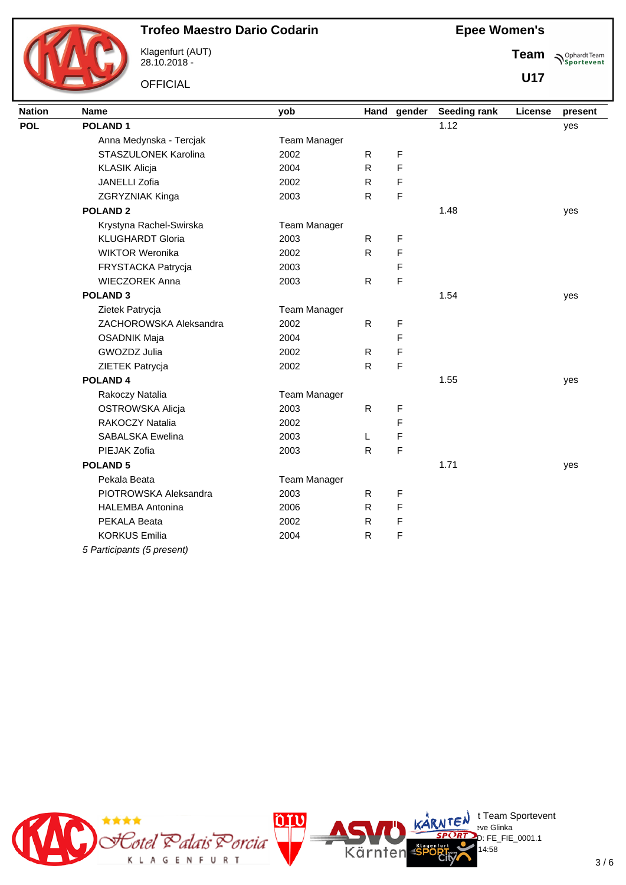# Trofeo Maestro Dario Codarin

Klagenfurt (AUT)
28.10.2018 -

OFFICIAL

**Epee Women's**

**Team**

**U17**

| Nation | Name | yob | Hand | gender | Seeding rank | License | present |
|---|---|---|---|---|---|---|---|
| **POL** | **POLAND 1** | | | | 1.12 | | yes |
| | Anna Medynska - Tercjak | Team Manager | | | | | |
| | STASZULONEK Karolina | 2002 | R | F | | | |
| | KLASIK Alicja | 2004 | R | F | | | |
| | JANELLI Zofia | 2002 | R | F | | | |
| | ZGRYZNIAK Kinga | 2003 | R | F | | | |
| | **POLAND 2** | | | | 1.48 | | yes |
| | Krystyna Rachel-Swirska | Team Manager | | | | | |
| | KLUGHARDT Gloria | 2003 | R | F | | | |
| | WIKTOR Weronika | 2002 | R | F | | | |
| | FRYSTACKA Patrycja | 2003 | | F | | | |
| | WIECZOREK Anna | 2003 | R | F | | | |
| | **POLAND 3** | | | | 1.54 | | yes |
| | Zietek Patrycja | Team Manager | | | | | |
| | ZACHOROWSKA Aleksandra | 2002 | R | F | | | |
| | OSADNIK Maja | 2004 | | F | | | |
| | GWOZDZ Julia | 2002 | R | F | | | |
| | ZIETEK Patrycja | 2002 | R | F | | | |
| | **POLAND 4** | | | | 1.55 | | yes |
| | Rakoczy Natalia | Team Manager | | | | | |
| | OSTROWSKA Alicja | 2003 | R | F | | | |
| | RAKOCZY Natalia | 2002 | | F | | | |
| | SABALSKA Ewelina | 2003 | L | F | | | |
| | PIEJAK Zofia | 2003 | R | F | | | |
| | **POLAND 5** | | | | 1.71 | | yes |
| | Pekala Beata | Team Manager | | | | | |
| | PIOTROWSKA Aleksandra | 2003 | R | F | | | |
| | HALEMBA Antonina | 2006 | R | F | | | |
| | PEKALA Beata | 2002 | R | F | | | |
| | KORKUS Emilia | 2004 | R | F | | | |

*5 Participants (5 present)*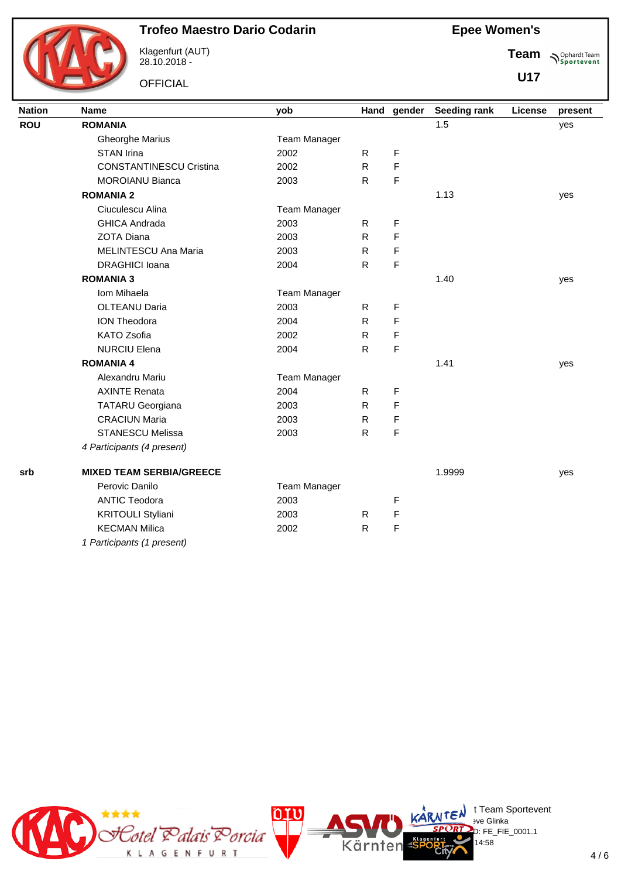# Trofeo Maestro Dario Codarin

Klagenfurt (AUT)
28.10.2018 -

OFFICIAL

## Epee Women's

**Team**

**U17**

| Nation | Name | yob | Hand | gender | Seeding rank | License | present |
|---|---|---|---|---|---|---|---|
| **ROU** | **ROMANIA** | | | | 1.5 | | yes |
| | Gheorghe Marius | Team Manager | | | | | |
| | STAN Irina | 2002 | R | F | | | |
| | CONSTANTINESCU Cristina | 2002 | R | F | | | |
| | MOROIANU Bianca | 2003 | R | F | | | |
| | **ROMANIA 2** | | | | 1.13 | | yes |
| | Ciuculescu Alina | Team Manager | | | | | |
| | GHICA Andrada | 2003 | R | F | | | |
| | ZOTA Diana | 2003 | R | F | | | |
| | MELINTESCU Ana Maria | 2003 | R | F | | | |
| | DRAGHICI Ioana | 2004 | R | F | | | |
| | **ROMANIA 3** | | | | 1.40 | | yes |
| | Iom Mihaela | Team Manager | | | | | |
| | OLTEANU Daria | 2003 | R | F | | | |
| | ION Theodora | 2004 | R | F | | | |
| | KATO Zsofia | 2002 | R | F | | | |
| | NURCIU Elena | 2004 | R | F | | | |
| | **ROMANIA 4** | | | | 1.41 | | yes |
| | Alexandru Mariu | Team Manager | | | | | |
| | AXINTE Renata | 2004 | R | F | | | |
| | TATARU Georgiana | 2003 | R | F | | | |
| | CRACIUN Maria | 2003 | R | F | | | |
| | STANESCU Melissa | 2003 | R | F | | | |
| | *4 Participants (4 present)* | | | | | | |
| **srb** | **MIXED TEAM SERBIA/GREECE** | | | | 1.9999 | | yes |
| | Perovic Danilo | Team Manager | | | | | |
| | ANTIC Teodora | 2003 | | F | | | |
| | KRITOULI Styliani | 2003 | R | F | | | |
| | KECMAN Milica | 2002 | R | F | | | |
| | *1 Participants (1 present)* | | | | | | |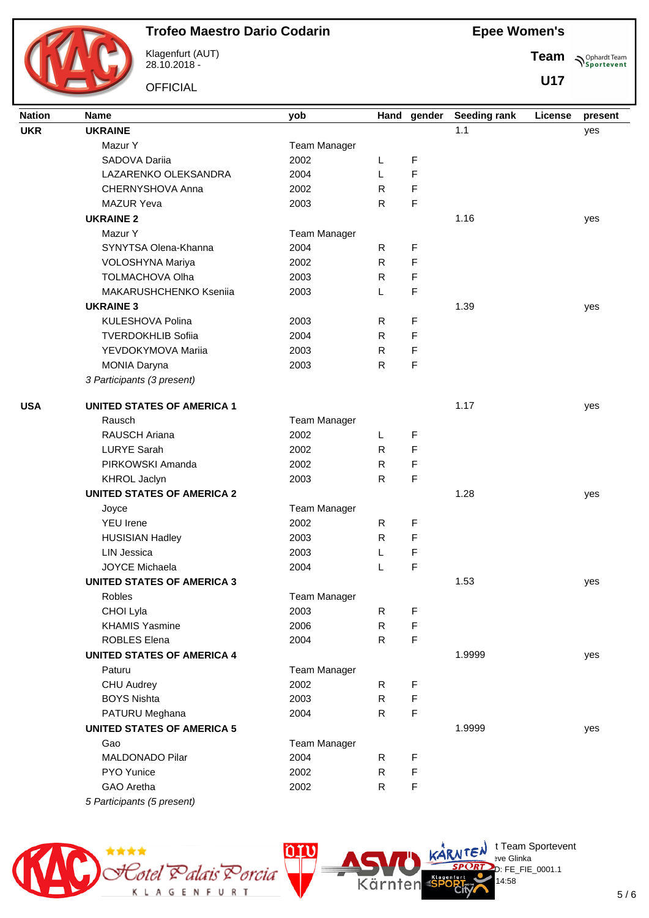# Trofeo Maestro Dario Codarin

Klagenfurt (AUT)
28.10.2018 -

OFFICIAL

**Epee Women's**

**Team**

**U17**

| Nation | Name | yob | Hand | gender | Seeding rank | License | present |
|---|---|---|---|---|---|---|---|
| **UKR** | **UKRAINE** | | | | 1.1 | | yes |
| | Mazur Y | Team Manager | | | | | |
| | SADOVA Dariia | 2002 | L | F | | | |
| | LAZARENKO OLEKSANDRA | 2004 | L | F | | | |
| | CHERNYSHOVA Anna | 2002 | R | F | | | |
| | MAZUR Yeva | 2003 | R | F | | | |
| | **UKRAINE 2** | | | | 1.16 | | yes |
| | Mazur Y | Team Manager | | | | | |
| | SYNYTSA Olena-Khanna | 2004 | R | F | | | |
| | VOLOSHYNA Mariya | 2002 | R | F | | | |
| | TOLMACHOVA Olha | 2003 | R | F | | | |
| | MAKARUSHCHENKO Kseniia | 2003 | L | F | | | |
| | **UKRAINE 3** | | | | 1.39 | | yes |
| | KULESHOVA Polina | 2003 | R | F | | | |
| | TVERDOKHLIB Sofiia | 2004 | R | F | | | |
| | YEVDOKYMOVA Mariia | 2003 | R | F | | | |
| | MONIA Daryna | 2003 | R | F | | | |
| | *3 Participants (3 present)* | | | | | | |
| **USA** | **UNITED STATES OF AMERICA 1** | | | | 1.17 | | yes |
| | Rausch | Team Manager | | | | | |
| | RAUSCH Ariana | 2002 | L | F | | | |
| | LURYE Sarah | 2002 | R | F | | | |
| | PIRKOWSKI Amanda | 2002 | R | F | | | |
| | KHROL Jaclyn | 2003 | R | F | | | |
| | **UNITED STATES OF AMERICA 2** | | | | 1.28 | | yes |
| | Joyce | Team Manager | | | | | |
| | YEU Irene | 2002 | R | F | | | |
| | HUSISIAN Hadley | 2003 | R | F | | | |
| | LIN Jessica | 2003 | L | F | | | |
| | JOYCE Michaela | 2004 | L | F | | | |
| | **UNITED STATES OF AMERICA 3** | | | | 1.53 | | yes |
| | Robles | Team Manager | | | | | |
| | CHOI Lyla | 2003 | R | F | | | |
| | KHAMIS Yasmine | 2006 | R | F | | | |
| | ROBLES Elena | 2004 | R | F | | | |
| | **UNITED STATES OF AMERICA 4** | | | | 1.9999 | | yes |
| | Paturu | Team Manager | | | | | |
| | CHU Audrey | 2002 | R | F | | | |
| | BOYS Nishta | 2003 | R | F | | | |
| | PATURU Meghana | 2004 | R | F | | | |
| | **UNITED STATES OF AMERICA 5** | | | | 1.9999 | | yes |
| | Gao | Team Manager | | | | | |
| | MALDONADO Pilar | 2004 | R | F | | | |
| | PYO Yunice | 2002 | R | F | | | |
| | GAO Aretha | 2002 | R | F | | | |
| | *5 Participants (5 present)* | | | | | | |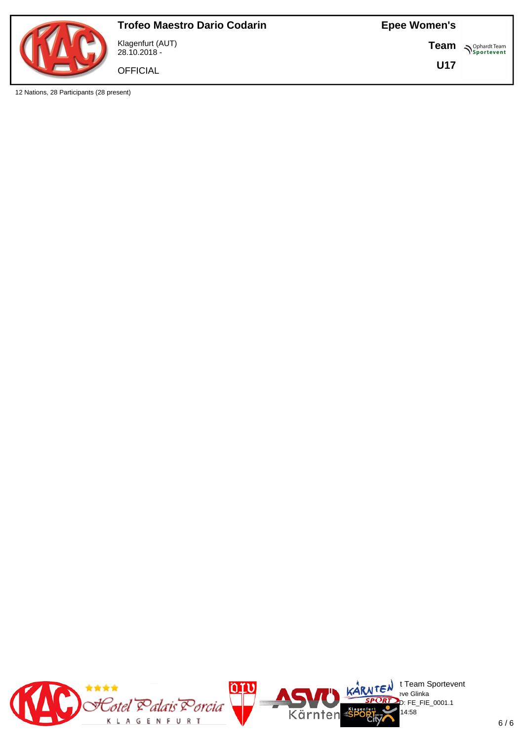# Trofeo Maestro Dario Codarin

Klagenfurt (AUT)
28.10.2018 -

OFFICIAL

**Epee Women's**

**Team**

**U17**

12 Nations, 28 Participants (28 present)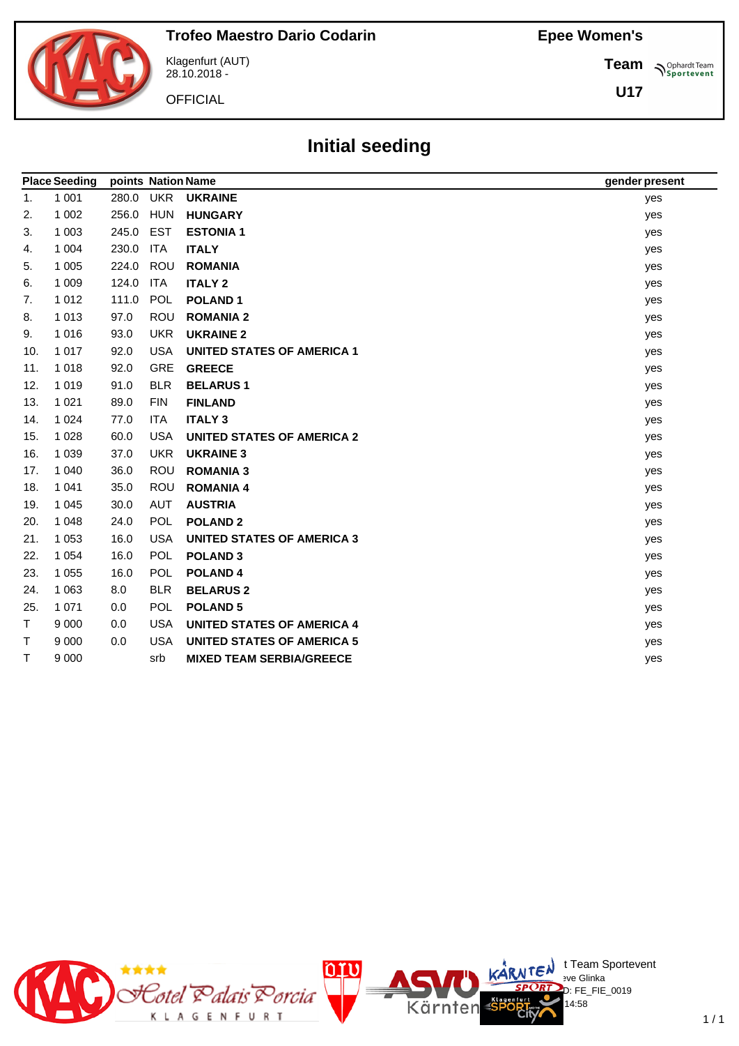Trofeo Maestro Dario Codarin

Klagenfurt (AUT)
28.10.2018 -

OFFICIAL

Epee Women's

Team

U17

# Initial seeding

| Place | Seeding | points | Nation | Name | gender | present |
|---|---|---|---|---|---|---|
| 1. | 1 001 | 280.0 | UKR | **UKRAINE** | | yes |
| 2. | 1 002 | 256.0 | HUN | **HUNGARY** | | yes |
| 3. | 1 003 | 245.0 | EST | **ESTONIA 1** | | yes |
| 4. | 1 004 | 230.0 | ITA | **ITALY** | | yes |
| 5. | 1 005 | 224.0 | ROU | **ROMANIA** | | yes |
| 6. | 1 009 | 124.0 | ITA | **ITALY 2** | | yes |
| 7. | 1 012 | 111.0 | POL | **POLAND 1** | | yes |
| 8. | 1 013 | 97.0 | ROU | **ROMANIA 2** | | yes |
| 9. | 1 016 | 93.0 | UKR | **UKRAINE 2** | | yes |
| 10. | 1 017 | 92.0 | USA | **UNITED STATES OF AMERICA 1** | | yes |
| 11. | 1 018 | 92.0 | GRE | **GREECE** | | yes |
| 12. | 1 019 | 91.0 | BLR | **BELARUS 1** | | yes |
| 13. | 1 021 | 89.0 | FIN | **FINLAND** | | yes |
| 14. | 1 024 | 77.0 | ITA | **ITALY 3** | | yes |
| 15. | 1 028 | 60.0 | USA | **UNITED STATES OF AMERICA 2** | | yes |
| 16. | 1 039 | 37.0 | UKR | **UKRAINE 3** | | yes |
| 17. | 1 040 | 36.0 | ROU | **ROMANIA 3** | | yes |
| 18. | 1 041 | 35.0 | ROU | **ROMANIA 4** | | yes |
| 19. | 1 045 | 30.0 | AUT | **AUSTRIA** | | yes |
| 20. | 1 048 | 24.0 | POL | **POLAND 2** | | yes |
| 21. | 1 053 | 16.0 | USA | **UNITED STATES OF AMERICA 3** | | yes |
| 22. | 1 054 | 16.0 | POL | **POLAND 3** | | yes |
| 23. | 1 055 | 16.0 | POL | **POLAND 4** | | yes |
| 24. | 1 063 | 8.0 | BLR | **BELARUS 2** | | yes |
| 25. | 1 071 | 0.0 | POL | **POLAND 5** | | yes |
| T | 9 000 | 0.0 | USA | **UNITED STATES OF AMERICA 4** | | yes |
| T | 9 000 | 0.0 | USA | **UNITED STATES OF AMERICA 5** | | yes |
| T | 9 000 | | srb | **MIXED TEAM SERBIA/GREECE** | | yes |

t Team Sportevent
eve Glinka
D: FE_FIE_0019
14:58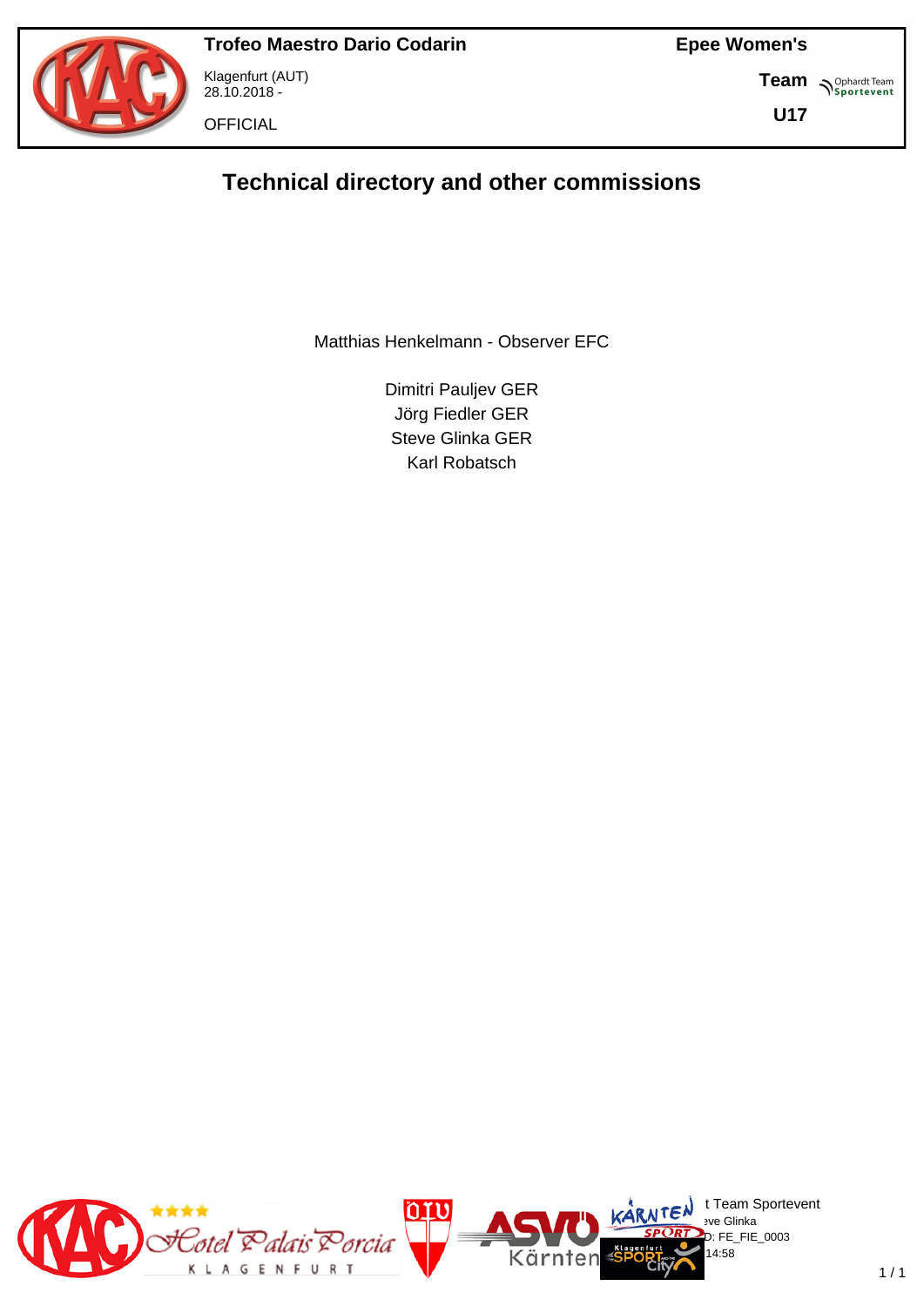# Technical directory and other commissions

Matthias Henkelmann - Observer EFC

Dimitri Pauljev GER
Jörg Fiedler GER
Steve Glinka GER
Karl Robatsch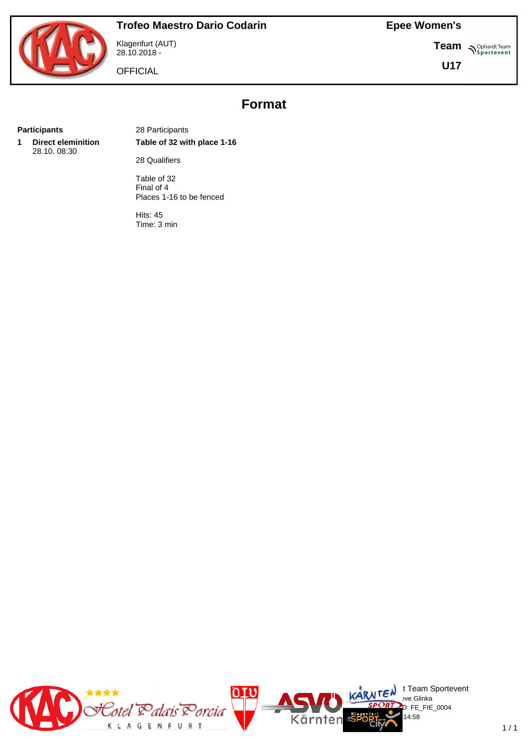# Trofeo Maestro Dario Codarin

Klagenfurt (AUT)
28.10.2018 -

OFFICIAL

**Epee Women's**

**Team**

**U17**

## Format

**Participants**

28 Participants

**1 Direct eleminition**
28.10. 08:30

**Table of 32 with place 1-16**

28 Qualifiers

Table of 32
Final of 4
Places 1-16 to be fenced

Hits: 45
Time: 3 min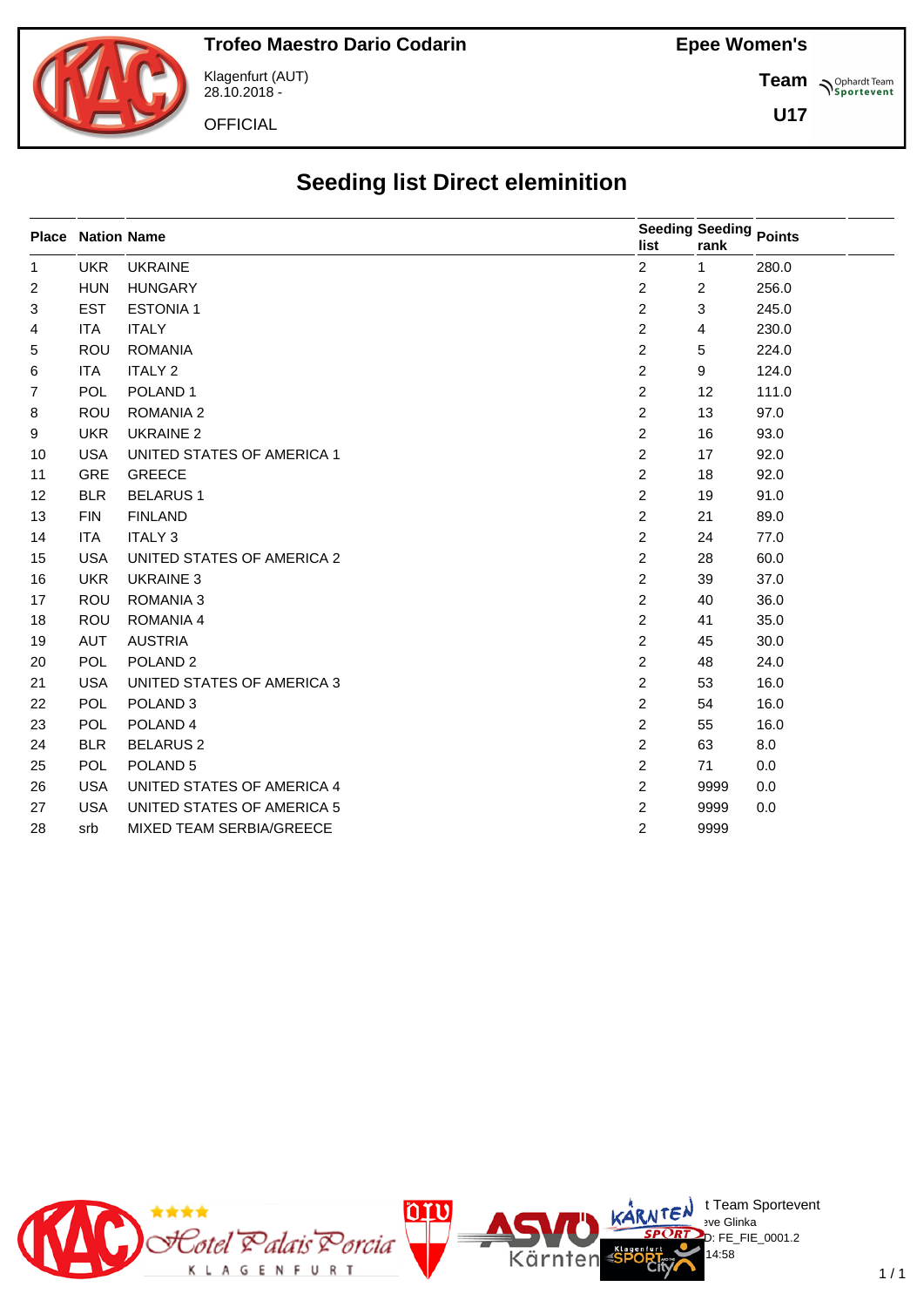**Trofeo Maestro Dario Codarin**

Klagenfurt (AUT)
28.10.2018 -

OFFICIAL

**Epee Women's**

**Team**

**U17**

# Seeding list Direct eleminition

| Place | Nation | Name | Seeding list | Seeding rank | Points |
|---|---|---|---|---|---|
| 1 | UKR | UKRAINE | 2 | 1 | 280.0 |
| 2 | HUN | HUNGARY | 2 | 2 | 256.0 |
| 3 | EST | ESTONIA 1 | 2 | 3 | 245.0 |
| 4 | ITA | ITALY | 2 | 4 | 230.0 |
| 5 | ROU | ROMANIA | 2 | 5 | 224.0 |
| 6 | ITA | ITALY 2 | 2 | 9 | 124.0 |
| 7 | POL | POLAND 1 | 2 | 12 | 111.0 |
| 8 | ROU | ROMANIA 2 | 2 | 13 | 97.0 |
| 9 | UKR | UKRAINE 2 | 2 | 16 | 93.0 |
| 10 | USA | UNITED STATES OF AMERICA 1 | 2 | 17 | 92.0 |
| 11 | GRE | GREECE | 2 | 18 | 92.0 |
| 12 | BLR | BELARUS 1 | 2 | 19 | 91.0 |
| 13 | FIN | FINLAND | 2 | 21 | 89.0 |
| 14 | ITA | ITALY 3 | 2 | 24 | 77.0 |
| 15 | USA | UNITED STATES OF AMERICA 2 | 2 | 28 | 60.0 |
| 16 | UKR | UKRAINE 3 | 2 | 39 | 37.0 |
| 17 | ROU | ROMANIA 3 | 2 | 40 | 36.0 |
| 18 | ROU | ROMANIA 4 | 2 | 41 | 35.0 |
| 19 | AUT | AUSTRIA | 2 | 45 | 30.0 |
| 20 | POL | POLAND 2 | 2 | 48 | 24.0 |
| 21 | USA | UNITED STATES OF AMERICA 3 | 2 | 53 | 16.0 |
| 22 | POL | POLAND 3 | 2 | 54 | 16.0 |
| 23 | POL | POLAND 4 | 2 | 55 | 16.0 |
| 24 | BLR | BELARUS 2 | 2 | 63 | 8.0 |
| 25 | POL | POLAND 5 | 2 | 71 | 0.0 |
| 26 | USA | UNITED STATES OF AMERICA 4 | 2 | 9999 | 0.0 |
| 27 | USA | UNITED STATES OF AMERICA 5 | 2 | 9999 | 0.0 |
| 28 | srb | MIXED TEAM SERBIA/GREECE | 2 | 9999 | |

t Team Sportevent
eve Glinka
D: FE_FIE_0001.2
14:58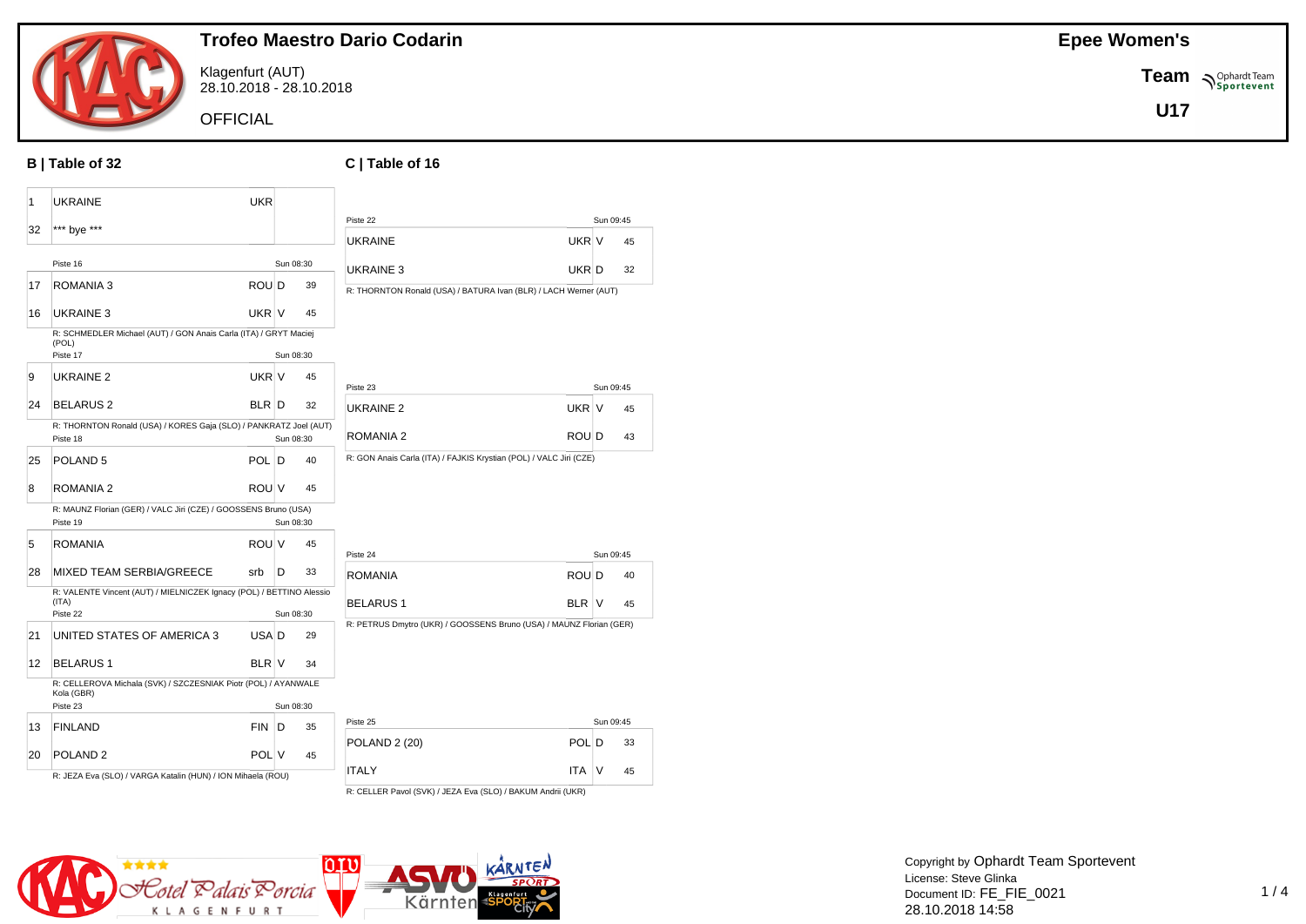## Trofeo Maestro Dario Codarin

Klagenfurt (AUT)
28.10.2018 - 28.10.2018

OFFICIAL

**Epee Women's**

**Team**

**U17**

### B | Table of 32

| Seed | Team | Nation | Result | Score |
|---|---|---|---|---|
| 1 | UKRAINE | UKR | | |
| 32 | *** bye *** | | | |

Piste 16 — Sun 08:30

| Seed | Team | Nation | Result | Score |
|---|---|---|---|---|
| 17 | ROMANIA 3 | ROU | D | 39 |
| 16 | UKRAINE 3 | UKR | V | 45 |

R: SCHMEDLER Michael (AUT) / GON Anais Carla (ITA) / GRYT Maciej (POL)

Piste 17 — Sun 08:30

| Seed | Team | Nation | Result | Score |
|---|---|---|---|---|
| 9 | UKRAINE 2 | UKR | V | 45 |
| 24 | BELARUS 2 | BLR | D | 32 |

R: THORNTON Ronald (USA) / KORES Gaja (SLO) / PANKRATZ Joel (AUT)

Piste 18 — Sun 08:30

| Seed | Team | Nation | Result | Score |
|---|---|---|---|---|
| 25 | POLAND 5 | POL | D | 40 |
| 8 | ROMANIA 2 | ROU | V | 45 |

R: MAUNZ Florian (GER) / VALC Jiri (CZE) / GOOSSENS Bruno (USA)

Piste 19 — Sun 08:30

| Seed | Team | Nation | Result | Score |
|---|---|---|---|---|
| 5 | ROMANIA | ROU | V | 45 |
| 28 | MIXED TEAM SERBIA/GREECE | srb | D | 33 |

R: VALENTE Vincent (AUT) / MIELNICZEK Ignacy (POL) / BETTINO Alessio (ITA)

Piste 22 — Sun 08:30

| Seed | Team | Nation | Result | Score |
|---|---|---|---|---|
| 21 | UNITED STATES OF AMERICA 3 | USA | D | 29 |
| 12 | BELARUS 1 | BLR | V | 34 |

R: CELLEROVA Michala (SVK) / SZCZESNIAK Piotr (POL) / AYANWALE Kola (GBR)

Piste 23 — Sun 08:30

| Seed | Team | Nation | Result | Score |
|---|---|---|---|---|
| 13 | FINLAND | FIN | D | 35 |
| 20 | POLAND 2 | POL | V | 45 |

R: JEZA Eva (SLO) / VARGA Katalin (HUN) / ION Mihaela (ROU)

### C | Table of 16

Piste 22 — Sun 09:45

| Team | Nation | Result | Score |
|---|---|---|---|
| UKRAINE | UKR | V | 45 |
| UKRAINE 3 | UKR | D | 32 |

R: THORNTON Ronald (USA) / BATURA Ivan (BLR) / LACH Werner (AUT)

Piste 23 — Sun 09:45

| Team | Nation | Result | Score |
|---|---|---|---|
| UKRAINE 2 | UKR | V | 45 |
| ROMANIA 2 | ROU | D | 43 |

R: GON Anais Carla (ITA) / FAJKIS Krystian (POL) / VALC Jiri (CZE)

Piste 24 — Sun 09:45

| Team | Nation | Result | Score |
|---|---|---|---|
| ROMANIA | ROU | D | 40 |
| BELARUS 1 | BLR | V | 45 |

R: PETRUS Dmytro (UKR) / GOOSSENS Bruno (USA) / MAUNZ Florian (GER)

Piste 25 — Sun 09:45

| Team | Nation | Result | Score |
|---|---|---|---|
| POLAND 2 (20) | POL | D | 33 |
| ITALY | ITA | V | 45 |

R: CELLER Pavol (SVK) / JEZA Eva (SLO) / BAKUM Andrii (UKR)

Copyright by Ophardt Team Sportevent
License: Steve Glinka
Document ID: FE_FIE_0021
28.10.2018 14:58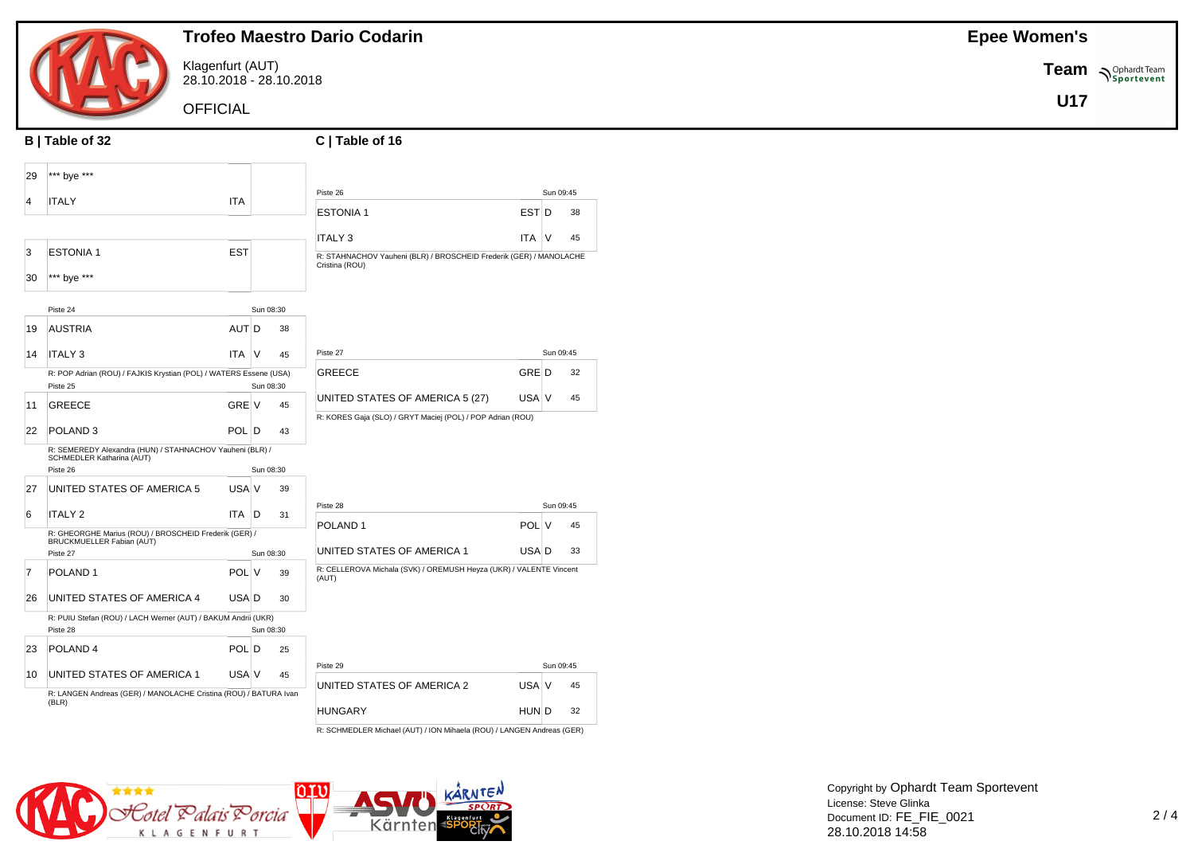# Trofeo Maestro Dario Codarin

Klagenfurt (AUT)
28.10.2018 - 28.10.2018

OFFICIAL

**Epee Women's**

**Team**

**U17**

## B | Table of 32

| Seed | Team | Nat | V/D | Score |
|---|---|---|---|---|
| 29 | *** bye *** | | | |
| 4 | ITALY | ITA | | |

| Seed | Team | Nat | V/D | Score |
|---|---|---|---|---|
| 3 | ESTONIA 1 | EST | | |
| 30 | *** bye *** | | | |

Piste 24 — Sun 08:30

| Seed | Team | Nat | V/D | Score |
|---|---|---|---|---|
| 19 | AUSTRIA | AUT | D | 38 |
| 14 | ITALY 3 | ITA | V | 45 |

R: POP Adrian (ROU) / FAJKIS Krystian (POL) / WATERS Essene (USA)

Piste 25 — Sun 08:30

| Seed | Team | Nat | V/D | Score |
|---|---|---|---|---|
| 11 | GREECE | GRE | V | 45 |
| 22 | POLAND 3 | POL | D | 43 |

R: SEMEREDY Alexandra (HUN) / STAHNACHOV Yauheni (BLR) / SCHMEDLER Katharina (AUT)

Piste 26 — Sun 08:30

| Seed | Team | Nat | V/D | Score |
|---|---|---|---|---|
| 27 | UNITED STATES OF AMERICA 5 | USA | V | 39 |
| 6 | ITALY 2 | ITA | D | 31 |

R: GHEORGHE Marius (ROU) / BROSCHEID Frederik (GER) / BRUCKMUELLER Fabian (AUT)

Piste 27 — Sun 08:30

| Seed | Team | Nat | V/D | Score |
|---|---|---|---|---|
| 7 | POLAND 1 | POL | V | 39 |
| 26 | UNITED STATES OF AMERICA 4 | USA | D | 30 |

R: PUIU Stefan (ROU) / LACH Werner (AUT) / BAKUM Andrii (UKR)

Piste 28 — Sun 08:30

| Seed | Team | Nat | V/D | Score |
|---|---|---|---|---|
| 23 | POLAND 4 | POL | D | 25 |
| 10 | UNITED STATES OF AMERICA 1 | USA | V | 45 |

R: LANGEN Andreas (GER) / MANOLACHE Cristina (ROU) / BATURA Ivan (BLR)

## C | Table of 16

Piste 26 — Sun 09:45

| Team | Nat | V/D | Score |
|---|---|---|---|
| ESTONIA 1 | EST | D | 38 |
| ITALY 3 | ITA | V | 45 |

R: STAHNACHOV Yauheni (BLR) / BROSCHEID Frederik (GER) / MANOLACHE Cristina (ROU)

Piste 27 — Sun 09:45

| Team | Nat | V/D | Score |
|---|---|---|---|
| GREECE | GRE | D | 32 |
| UNITED STATES OF AMERICA 5 (27) | USA | V | 45 |

R: KORES Gaja (SLO) / GRYT Maciej (POL) / POP Adrian (ROU)

Piste 28 — Sun 09:45

| Team | Nat | V/D | Score |
|---|---|---|---|
| POLAND 1 | POL | V | 45 |
| UNITED STATES OF AMERICA 1 | USA | D | 33 |

R: CELLEROVA Michala (SVK) / OREMUSH Heyza (UKR) / VALENTE Vincent (AUT)

Piste 29 — Sun 09:45

| Team | Nat | V/D | Score |
|---|---|---|---|
| UNITED STATES OF AMERICA 2 | USA | V | 45 |
| HUNGARY | HUN | D | 32 |

R: SCHMEDLER Michael (AUT) / ION Mihaela (ROU) / LANGEN Andreas (GER)

Copyright by Ophardt Team Sportevent
License: Steve Glinka
Document ID: FE_FIE_0021
28.10.2018 14:58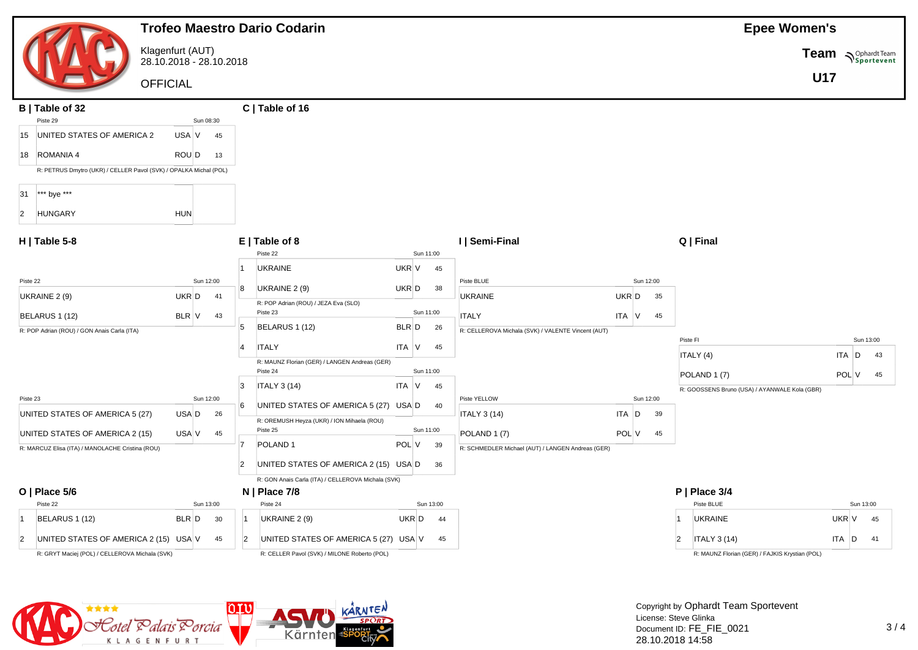# Trofeo Maestro Dario Codarin

Klagenfurt (AUT)
28.10.2018 - 28.10.2018

OFFICIAL

**Epee Women's**

**Team**

**U17**

## B | Table of 32

Piste 29 — Sun 08:30

| Seed | Team | Nat | Result | Score |
|---|---|---|---|---|
| 15 | UNITED STATES OF AMERICA 2 | USA | V | 45 |
| 18 | ROMANIA 4 | ROU | D | 13 |

R: PETRUS Dmytro (UKR) / CELLER Pavol (SVK) / OPALKA Michal (POL)

| Seed | Team | Nat | Result | Score |
|---|---|---|---|---|
| 31 | *** bye *** | | | |
| 2 | HUNGARY | HUN | | |

## C | Table of 16

## H | Table 5-8

Piste 22 — Sun 12:00

| Team | Nat | Result | Score |
|---|---|---|---|
| UKRAINE 2 (9) | UKR | D | 41 |
| BELARUS 1 (12) | BLR | V | 43 |

R: POP Adrian (ROU) / GON Anais Carla (ITA)

Piste 23 — Sun 12:00

| Team | Nat | Result | Score |
|---|---|---|---|
| UNITED STATES OF AMERICA 5 (27) | USA | D | 26 |
| UNITED STATES OF AMERICA 2 (15) | USA | V | 45 |

R: MARCUZ Elisa (ITA) / MANOLACHE Cristina (ROU)

## E | Table of 8

Piste 22 — Sun 11:00

| Seed | Team | Nat | Result | Score |
|---|---|---|---|---|
| 1 | UKRAINE | UKR | V | 45 |
| 8 | UKRAINE 2 (9) | UKR | D | 38 |

R: POP Adrian (ROU) / JEZA Eva (SLO)

Piste 23 — Sun 11:00

| Seed | Team | Nat | Result | Score |
|---|---|---|---|---|
| 5 | BELARUS 1 (12) | BLR | D | 26 |
| 4 | ITALY | ITA | V | 45 |

R: MAUNZ Florian (GER) / LANGEN Andreas (GER)

Piste 24 — Sun 11:00

| Seed | Team | Nat | Result | Score |
|---|---|---|---|---|
| 3 | ITALY 3 (14) | ITA | V | 45 |
| 6 | UNITED STATES OF AMERICA 5 (27) | USA | D | 40 |

R: OREMUSH Heyza (UKR) / ION Mihaela (ROU)

Piste 25 — Sun 11:00

| Seed | Team | Nat | Result | Score |
|---|---|---|---|---|
| 7 | POLAND 1 | POL | V | 39 |
| 2 | UNITED STATES OF AMERICA 2 (15) | USA | D | 36 |

R: GON Anais Carla (ITA) / CELLEROVA Michala (SVK)

## I | Semi-Final

Piste BLUE — Sun 12:00

| Team | Nat | Result | Score |
|---|---|---|---|
| UKRAINE | UKR | D | 35 |
| ITALY | ITA | V | 45 |

R: CELLEROVA Michala (SVK) / VALENTE Vincent (AUT)

Piste YELLOW — Sun 12:00

| Team | Nat | Result | Score |
|---|---|---|---|
| ITALY 3 (14) | ITA | D | 39 |
| POLAND 1 (7) | POL | V | 45 |

R: SCHMEDLER Michael (AUT) / LANGEN Andreas (GER)

## Q | Final

Piste FI — Sun 13:00

| Team | Nat | Result | Score |
|---|---|---|---|
| ITALY (4) | ITA | D | 43 |
| POLAND 1 (7) | POL | V | 45 |

R: GOOSSENS Bruno (USA) / AYANWALE Kola (GBR)

## O | Place 5/6

Piste 22 — Sun 13:00

| | Team | Nat | Result | Score |
|---|---|---|---|---|
| 1 | BELARUS 1 (12) | BLR | D | 30 |
| 2 | UNITED STATES OF AMERICA 2 (15) | USA | V | 45 |

R: GRYT Maciej (POL) / CELLEROVA Michala (SVK)

## N | Place 7/8

Piste 24 — Sun 13:00

| | Team | Nat | Result | Score |
|---|---|---|---|---|
| 1 | UKRAINE 2 (9) | UKR | D | 44 |
| 2 | UNITED STATES OF AMERICA 5 (27) | USA | V | 45 |

R: CELLER Pavol (SVK) / MILONE Roberto (POL)

## P | Place 3/4

Piste BLUE — Sun 13:00

| | Team | Nat | Result | Score |
|---|---|---|---|---|
| 1 | UKRAINE | UKR | V | 45 |
| 2 | ITALY 3 (14) | ITA | D | 41 |

R: MAUNZ Florian (GER) / FAJKIS Krystian (POL)

Copyright by Ophardt Team Sportevent
License: Steve Glinka
Document ID: FE_FIE_0021
28.10.2018 14:58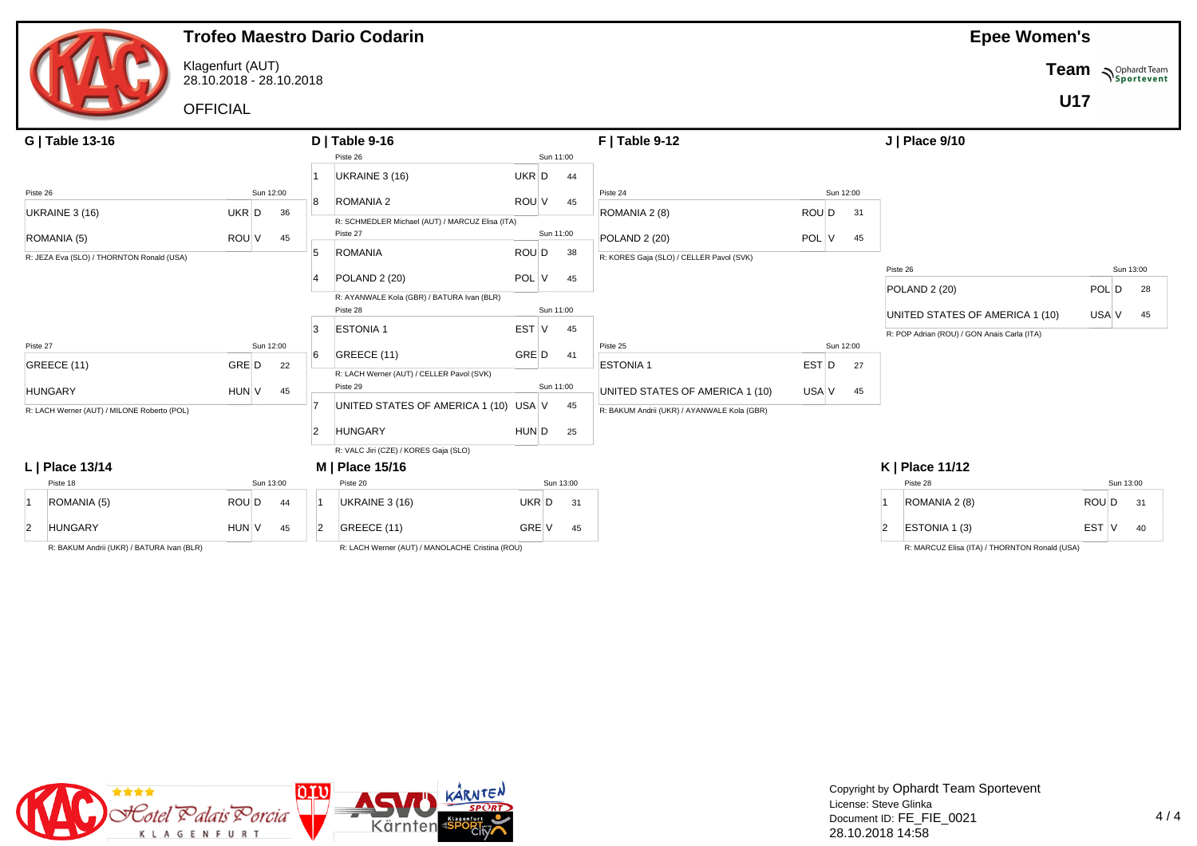# Trofeo Maestro Dario Codarin

Klagenfurt (AUT)
28.10.2018 - 28.10.2018

OFFICIAL

**Epee Women's**

**Team**

**U17**

## G | Table 13-16

Piste 26 — Sun 12:00

| Team | Nat | | Score |
|---|---|---|---|
| UKRAINE 3 (16) | UKR | D | 36 |
| ROMANIA (5) | ROU | V | 45 |

R: JEZA Eva (SLO) / THORNTON Ronald (USA)

Piste 27 — Sun 12:00

| Team | Nat | | Score |
|---|---|---|---|
| GREECE (11) | GRE | D | 22 |
| HUNGARY | HUN | V | 45 |

R: LACH Werner (AUT) / MILONE Roberto (POL)

## D | Table 9-16

Piste 26 — Sun 11:00

| Seed | Team | Nat | | Score |
|---|---|---|---|---|
| 1 | UKRAINE 3 (16) | UKR | D | 44 |
| 8 | ROMANIA 2 | ROU | V | 45 |

R: SCHMEDLER Michael (AUT) / MARCUZ Elisa (ITA)

Piste 27 — Sun 11:00

| Seed | Team | Nat | | Score |
|---|---|---|---|---|
| 5 | ROMANIA | ROU | D | 38 |
| 4 | POLAND 2 (20) | POL | V | 45 |

R: AYANWALE Kola (GBR) / BATURA Ivan (BLR)

Piste 28 — Sun 11:00

| Seed | Team | Nat | | Score |
|---|---|---|---|---|
| 3 | ESTONIA 1 | EST | V | 45 |
| 6 | GREECE (11) | GRE | D | 41 |

R: LACH Werner (AUT) / CELLER Pavol (SVK)

Piste 29 — Sun 11:00

| Seed | Team | Nat | | Score |
|---|---|---|---|---|
| 7 | UNITED STATES OF AMERICA 1 (10) | USA | V | 45 |
| 2 | HUNGARY | HUN | D | 25 |

R: VALC Jiri (CZE) / KORES Gaja (SLO)

## F | Table 9-12

Piste 24 — Sun 12:00

| Team | Nat | | Score |
|---|---|---|---|
| ROMANIA 2 (8) | ROU | D | 31 |
| POLAND 2 (20) | POL | V | 45 |

R: KORES Gaja (SLO) / CELLER Pavol (SVK)

Piste 25 — Sun 12:00

| Team | Nat | | Score |
|---|---|---|---|
| ESTONIA 1 | EST | D | 27 |
| UNITED STATES OF AMERICA 1 (10) | USA | V | 45 |

R: BAKUM Andrii (UKR) / AYANWALE Kola (GBR)

## J | Place 9/10

Piste 26 — Sun 13:00

| Team | Nat | | Score |
|---|---|---|---|
| POLAND 2 (20) | POL | D | 28 |
| UNITED STATES OF AMERICA 1 (10) | USA | V | 45 |

R: POP Adrian (ROU) / GON Anais Carla (ITA)

## L | Place 13/14

Piste 18 — Sun 13:00

| Seed | Team | Nat | | Score |
|---|---|---|---|---|
| 1 | ROMANIA (5) | ROU | D | 44 |
| 2 | HUNGARY | HUN | V | 45 |

R: BAKUM Andrii (UKR) / BATURA Ivan (BLR)

## M | Place 15/16

Piste 20 — Sun 13:00

| Seed | Team | Nat | | Score |
|---|---|---|---|---|
| 1 | UKRAINE 3 (16) | UKR | D | 31 |
| 2 | GREECE (11) | GRE | V | 45 |

R: LACH Werner (AUT) / MANOLACHE Cristina (ROU)

## K | Place 11/12

Piste 28 — Sun 13:00

| Seed | Team | Nat | | Score |
|---|---|---|---|---|
| 1 | ROMANIA 2 (8) | ROU | D | 31 |
| 2 | ESTONIA 1 (3) | EST | V | 40 |

R: MARCUZ Elisa (ITA) / THORNTON Ronald (USA)

Copyright by Ophardt Team Sportevent
License: Steve Glinka
Document ID: FE_FIE_0021
28.10.2018 14:58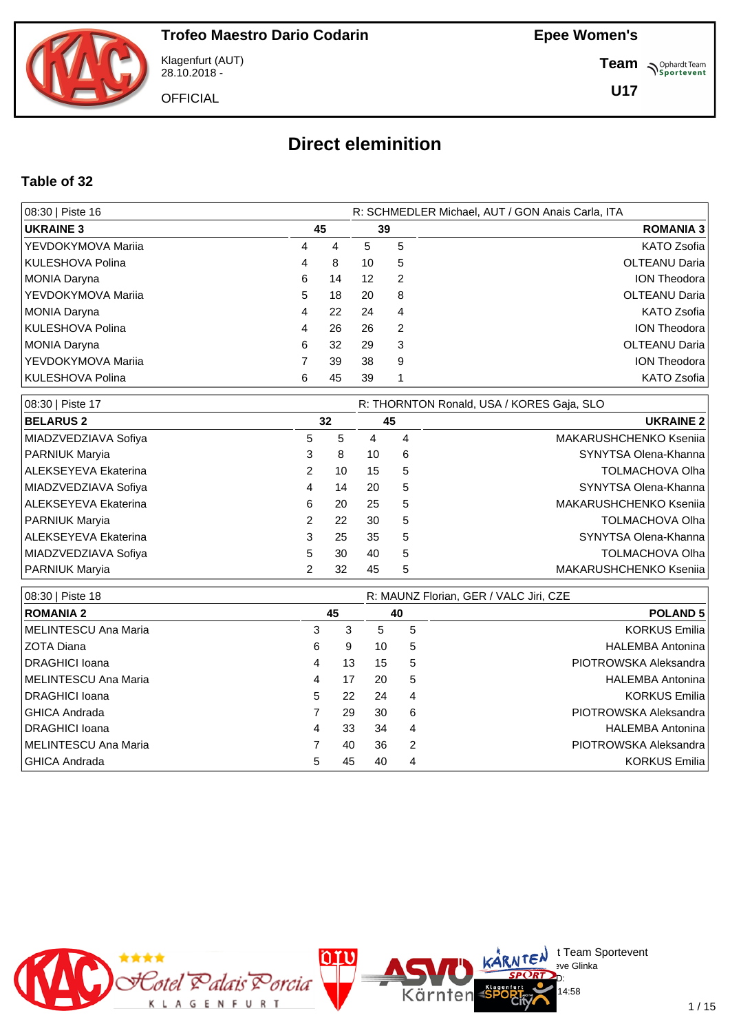**Trofeo Maestro Dario Codarin**

Klagenfurt (AUT)
28.10.2018 -

OFFICIAL

**Epee Women's**

**Team**

**U17**

# Direct elenimition

### Table of 32

| 08:30 \| Piste 16 | | | | | R: SCHMEDLER Michael, AUT / GON Anais Carla, ITA |
|---|---|---|---|---|---|
| **UKRAINE 3** | | **45** | **39** | | **ROMANIA 3** |
| YEVDOKYMOVA Mariia | 4 | 4 | 5 | 5 | KATO Zsofia |
| KULESHOVA Polina | 4 | 8 | 10 | 5 | OLTEANU Daria |
| MONIA Daryna | 6 | 14 | 12 | 2 | ION Theodora |
| YEVDOKYMOVA Mariia | 5 | 18 | 20 | 8 | OLTEANU Daria |
| MONIA Daryna | 4 | 22 | 24 | 4 | KATO Zsofia |
| KULESHOVA Polina | 4 | 26 | 26 | 2 | ION Theodora |
| MONIA Daryna | 6 | 32 | 29 | 3 | OLTEANU Daria |
| YEVDOKYMOVA Mariia | 7 | 39 | 38 | 9 | ION Theodora |
| KULESHOVA Polina | 6 | 45 | 39 | 1 | KATO Zsofia |

| 08:30 \| Piste 17 | | | | | R: THORNTON Ronald, USA / KORES Gaja, SLO |
|---|---|---|---|---|---|
| **BELARUS 2** | | **32** | **45** | | **UKRAINE 2** |
| MIADZVEDZIAVA Sofiya | 5 | 5 | 4 | 4 | MAKARUSHCHENKO Kseniia |
| PARNIUK Maryia | 3 | 8 | 10 | 6 | SYNYTSA Olena-Khanna |
| ALEKSEYEVA Ekaterina | 2 | 10 | 15 | 5 | TOLMACHOVA Olha |
| MIADZVEDZIAVA Sofiya | 4 | 14 | 20 | 5 | SYNYTSA Olena-Khanna |
| ALEKSEYEVA Ekaterina | 6 | 20 | 25 | 5 | MAKARUSHCHENKO Kseniia |
| PARNIUK Maryia | 2 | 22 | 30 | 5 | TOLMACHOVA Olha |
| ALEKSEYEVA Ekaterina | 3 | 25 | 35 | 5 | SYNYTSA Olena-Khanna |
| MIADZVEDZIAVA Sofiya | 5 | 30 | 40 | 5 | TOLMACHOVA Olha |
| PARNIUK Maryia | 2 | 32 | 45 | 5 | MAKARUSHCHENKO Kseniia |

| 08:30 \| Piste 18 | | | | | R: MAUNZ Florian, GER / VALC Jiri, CZE |
|---|---|---|---|---|---|
| **ROMANIA 2** | | **45** | **40** | | **POLAND 5** |
| MELINTESCU Ana Maria | 3 | 3 | 5 | 5 | KORKUS Emilia |
| ZOTA Diana | 6 | 9 | 10 | 5 | HALEMBA Antonina |
| DRAGHICI Ioana | 4 | 13 | 15 | 5 | PIOTROWSKA Aleksandra |
| MELINTESCU Ana Maria | 4 | 17 | 20 | 5 | HALEMBA Antonina |
| DRAGHICI Ioana | 5 | 22 | 24 | 4 | KORKUS Emilia |
| GHICA Andrada | 7 | 29 | 30 | 6 | PIOTROWSKA Aleksandra |
| DRAGHICI Ioana | 4 | 33 | 34 | 4 | HALEMBA Antonina |
| MELINTESCU Ana Maria | 7 | 40 | 36 | 2 | PIOTROWSKA Aleksandra |
| GHICA Andrada | 5 | 45 | 40 | 4 | KORKUS Emilia |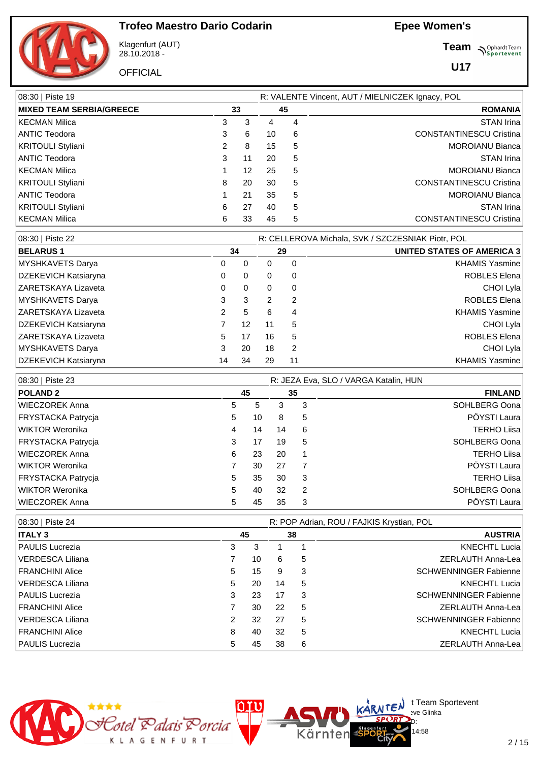# Trofeo Maestro Dario Codarin

Klagenfurt (AUT)
28.10.2018 -

OFFICIAL

**Epee Women's**

**Team**

**U17**

| 08:30 \| Piste 19 | | | | | R: VALENTE Vincent, AUT / MIELNICZEK Ignacy, POL |
|---|---|---|---|---|---|
| **MIXED TEAM SERBIA/GREECE** | | **33** | **45** | | **ROMANIA** |
| KECMAN Milica | 3 | 3 | 4 | 4 | STAN Irina |
| ANTIC Teodora | 3 | 6 | 10 | 6 | CONSTANTINESCU Cristina |
| KRITOULI Styliani | 2 | 8 | 15 | 5 | MOROIANU Bianca |
| ANTIC Teodora | 3 | 11 | 20 | 5 | STAN Irina |
| KECMAN Milica | 1 | 12 | 25 | 5 | MOROIANU Bianca |
| KRITOULI Styliani | 8 | 20 | 30 | 5 | CONSTANTINESCU Cristina |
| ANTIC Teodora | 1 | 21 | 35 | 5 | MOROIANU Bianca |
| KRITOULI Styliani | 6 | 27 | 40 | 5 | STAN Irina |
| KECMAN Milica | 6 | 33 | 45 | 5 | CONSTANTINESCU Cristina |

| 08:30 \| Piste 22 | | | | | R: CELLEROVA Michala, SVK / SZCZESNIAK Piotr, POL |
|---|---|---|---|---|---|
| **BELARUS 1** | | **34** | **29** | | **UNITED STATES OF AMERICA 3** |
| MYSHKAVETS Darya | 0 | 0 | 0 | 0 | KHAMIS Yasmine |
| DZEKEVICH Katsiaryna | 0 | 0 | 0 | 0 | ROBLES Elena |
| ZARETSKAYA Lizaveta | 0 | 0 | 0 | 0 | CHOI Lyla |
| MYSHKAVETS Darya | 3 | 3 | 2 | 2 | ROBLES Elena |
| ZARETSKAYA Lizaveta | 2 | 5 | 6 | 4 | KHAMIS Yasmine |
| DZEKEVICH Katsiaryna | 7 | 12 | 11 | 5 | CHOI Lyla |
| ZARETSKAYA Lizaveta | 5 | 17 | 16 | 5 | ROBLES Elena |
| MYSHKAVETS Darya | 3 | 20 | 18 | 2 | CHOI Lyla |
| DZEKEVICH Katsiaryna | 14 | 34 | 29 | 11 | KHAMIS Yasmine |

| 08:30 \| Piste 23 | | | | | R: JEZA Eva, SLO / VARGA Katalin, HUN |
|---|---|---|---|---|---|
| **POLAND 2** | | **45** | **35** | | **FINLAND** |
| WIECZOREK Anna | 5 | 5 | 3 | 3 | SOHLBERG Oona |
| FRYSTACKA Patrycja | 5 | 10 | 8 | 5 | PÖYSTI Laura |
| WIKTOR Weronika | 4 | 14 | 14 | 6 | TERHO Liisa |
| FRYSTACKA Patrycja | 3 | 17 | 19 | 5 | SOHLBERG Oona |
| WIECZOREK Anna | 6 | 23 | 20 | 1 | TERHO Liisa |
| WIKTOR Weronika | 7 | 30 | 27 | 7 | PÖYSTI Laura |
| FRYSTACKA Patrycja | 5 | 35 | 30 | 3 | TERHO Liisa |
| WIKTOR Weronika | 5 | 40 | 32 | 2 | SOHLBERG Oona |
| WIECZOREK Anna | 5 | 45 | 35 | 3 | PÖYSTI Laura |

| 08:30 \| Piste 24 | | | | | R: POP Adrian, ROU / FAJKIS Krystian, POL |
|---|---|---|---|---|---|
| **ITALY 3** | | **45** | **38** | | **AUSTRIA** |
| PAULIS Lucrezia | 3 | 3 | 1 | 1 | KNECHTL Lucia |
| VERDESCA Liliana | 7 | 10 | 6 | 5 | ZERLAUTH Anna-Lea |
| FRANCHINI Alice | 5 | 15 | 9 | 3 | SCHWENNINGER Fabienne |
| VERDESCA Liliana | 5 | 20 | 14 | 5 | KNECHTL Lucia |
| PAULIS Lucrezia | 3 | 23 | 17 | 3 | SCHWENNINGER Fabienne |
| FRANCHINI Alice | 7 | 30 | 22 | 5 | ZERLAUTH Anna-Lea |
| VERDESCA Liliana | 2 | 32 | 27 | 5 | SCHWENNINGER Fabienne |
| FRANCHINI Alice | 8 | 40 | 32 | 5 | KNECHTL Lucia |
| PAULIS Lucrezia | 5 | 45 | 38 | 6 | ZERLAUTH Anna-Lea |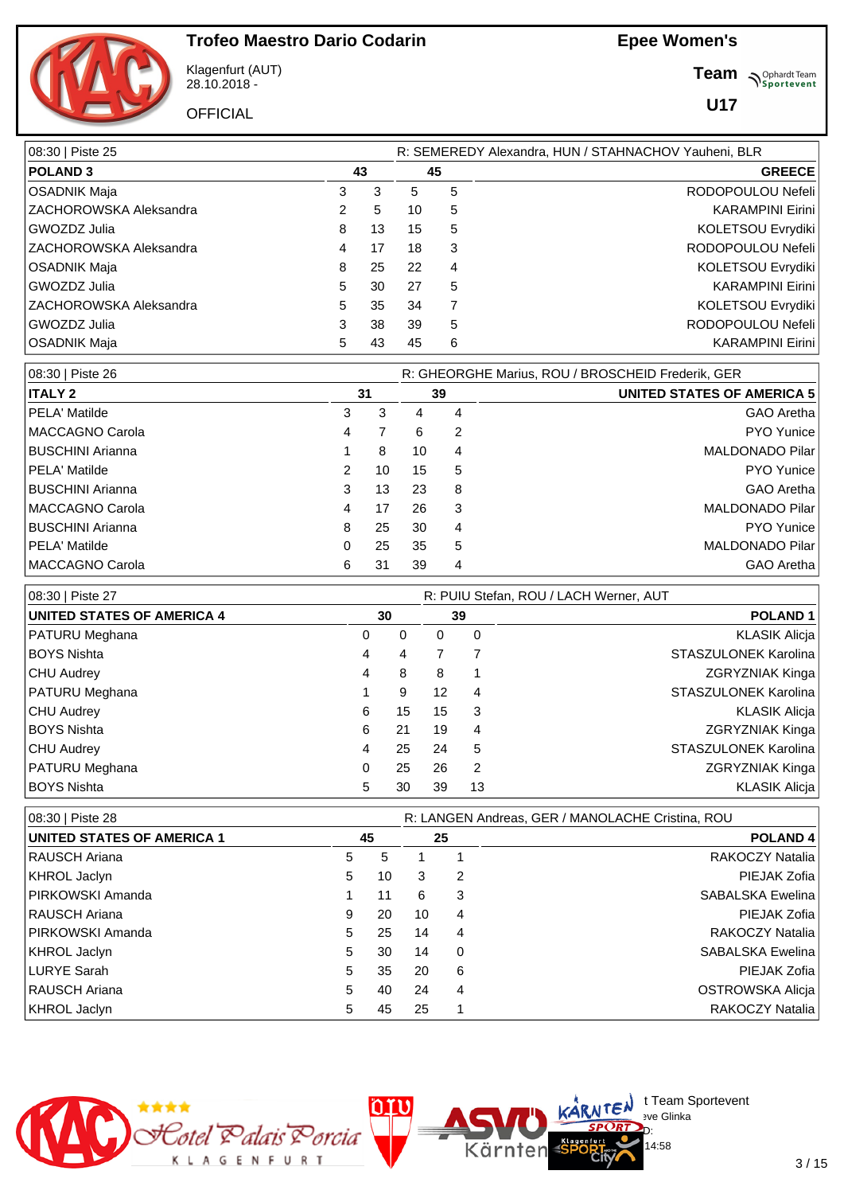# Trofeo Maestro Dario Codarin

Klagenfurt (AUT)
28.10.2018 -

OFFICIAL

**Epee Women's**

**Team**

**U17**

| 08:30 \| Piste 25 | | | | | R: SEMEREDY Alexandra, HUN / STAHNACHOV Yauheni, BLR |
|---|---|---|---|---|---|
| **POLAND 3** | | **43** | **45** | | **GREECE** |
| OSADNIK Maja | 3 | 3 | 5 | 5 | RODOPOULOU Nefeli |
| ZACHOROWSKA Aleksandra | 2 | 5 | 10 | 5 | KARAMPINI Eirini |
| GWOZDZ Julia | 8 | 13 | 15 | 5 | KOLETSOU Evrydiki |
| ZACHOROWSKA Aleksandra | 4 | 17 | 18 | 3 | RODOPOULOU Nefeli |
| OSADNIK Maja | 8 | 25 | 22 | 4 | KOLETSOU Evrydiki |
| GWOZDZ Julia | 5 | 30 | 27 | 5 | KARAMPINI Eirini |
| ZACHOROWSKA Aleksandra | 5 | 35 | 34 | 7 | KOLETSOU Evrydiki |
| GWOZDZ Julia | 3 | 38 | 39 | 5 | RODOPOULOU Nefeli |
| OSADNIK Maja | 5 | 43 | 45 | 6 | KARAMPINI Eirini |

| 08:30 \| Piste 26 | | | | | R: GHEORGHE Marius, ROU / BROSCHEID Frederik, GER |
|---|---|---|---|---|---|
| **ITALY 2** | | **31** | **39** | | **UNITED STATES OF AMERICA 5** |
| PELA' Matilde | 3 | 3 | 4 | 4 | GAO Aretha |
| MACCAGNO Carola | 4 | 7 | 6 | 2 | PYO Yunice |
| BUSCHINI Arianna | 1 | 8 | 10 | 4 | MALDONADO Pilar |
| PELA' Matilde | 2 | 10 | 15 | 5 | PYO Yunice |
| BUSCHINI Arianna | 3 | 13 | 23 | 8 | GAO Aretha |
| MACCAGNO Carola | 4 | 17 | 26 | 3 | MALDONADO Pilar |
| BUSCHINI Arianna | 8 | 25 | 30 | 4 | PYO Yunice |
| PELA' Matilde | 0 | 25 | 35 | 5 | MALDONADO Pilar |
| MACCAGNO Carola | 6 | 31 | 39 | 4 | GAO Aretha |

| 08:30 \| Piste 27 | | | | | R: PUIU Stefan, ROU / LACH Werner, AUT |
|---|---|---|---|---|---|
| **UNITED STATES OF AMERICA 4** | | **30** | **39** | | **POLAND 1** |
| PATURU Meghana | 0 | 0 | 0 | 0 | KLASIK Alicja |
| BOYS Nishta | 4 | 4 | 7 | 7 | STASZULONEK Karolina |
| CHU Audrey | 4 | 8 | 8 | 1 | ZGRYZNIAK Kinga |
| PATURU Meghana | 1 | 9 | 12 | 4 | STASZULONEK Karolina |
| CHU Audrey | 6 | 15 | 15 | 3 | KLASIK Alicja |
| BOYS Nishta | 6 | 21 | 19 | 4 | ZGRYZNIAK Kinga |
| CHU Audrey | 4 | 25 | 24 | 5 | STASZULONEK Karolina |
| PATURU Meghana | 0 | 25 | 26 | 2 | ZGRYZNIAK Kinga |
| BOYS Nishta | 5 | 30 | 39 | 13 | KLASIK Alicja |

| 08:30 \| Piste 28 | | | | | R: LANGEN Andreas, GER / MANOLACHE Cristina, ROU |
|---|---|---|---|---|---|
| **UNITED STATES OF AMERICA 1** | | **45** | **25** | | **POLAND 4** |
| RAUSCH Ariana | 5 | 5 | 1 | 1 | RAKOCZY Natalia |
| KHROL Jaclyn | 5 | 10 | 3 | 2 | PIEJAK Zofia |
| PIRKOWSKI Amanda | 1 | 11 | 6 | 3 | SABALSKA Ewelina |
| RAUSCH Ariana | 9 | 20 | 10 | 4 | PIEJAK Zofia |
| PIRKOWSKI Amanda | 5 | 25 | 14 | 4 | RAKOCZY Natalia |
| KHROL Jaclyn | 5 | 30 | 14 | 0 | SABALSKA Ewelina |
| LURYE Sarah | 5 | 35 | 20 | 6 | PIEJAK Zofia |
| RAUSCH Ariana | 5 | 40 | 24 | 4 | OSTROWSKA Alicja |
| KHROL Jaclyn | 5 | 45 | 25 | 1 | RAKOCZY Natalia |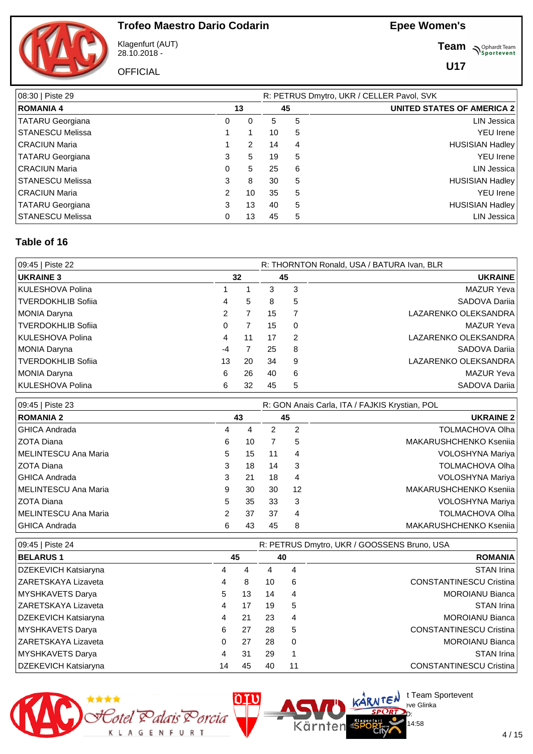# Trofeo Maestro Dario Codarin

Klagenfurt (AUT)
28.10.2018 -

OFFICIAL

**Epee Women's**

**Team**

**U17**

| 08:30 \| Piste 29 | | | | | R: PETRUS Dmytro, UKR / CELLER Pavol, SVK |
|---|---|---|---|---|---|
| **ROMANIA 4** | | **13** | **45** | | **UNITED STATES OF AMERICA 2** |
| TATARU Georgiana | 0 | 0 | 5 | 5 | LIN Jessica |
| STANESCU Melissa | 1 | 1 | 10 | 5 | YEU Irene |
| CRACIUN Maria | 1 | 2 | 14 | 4 | HUSISIAN Hadley |
| TATARU Georgiana | 3 | 5 | 19 | 5 | YEU Irene |
| CRACIUN Maria | 0 | 5 | 25 | 6 | LIN Jessica |
| STANESCU Melissa | 3 | 8 | 30 | 5 | HUSISIAN Hadley |
| CRACIUN Maria | 2 | 10 | 35 | 5 | YEU Irene |
| TATARU Georgiana | 3 | 13 | 40 | 5 | HUSISIAN Hadley |
| STANESCU Melissa | 0 | 13 | 45 | 5 | LIN Jessica |

## Table of 16

| 09:45 \| Piste 22 | | | | | R: THORNTON Ronald, USA / BATURA Ivan, BLR |
|---|---|---|---|---|---|
| **UKRAINE 3** | | **32** | **45** | | **UKRAINE** |
| KULESHOVA Polina | 1 | 1 | 3 | 3 | MAZUR Yeva |
| TVERDOKHLIB Sofiia | 4 | 5 | 8 | 5 | SADOVA Dariia |
| MONIA Daryna | 2 | 7 | 15 | 7 | LAZARENKO OLEKSANDRA |
| TVERDOKHLIB Sofiia | 0 | 7 | 15 | 0 | MAZUR Yeva |
| KULESHOVA Polina | 4 | 11 | 17 | 2 | LAZARENKO OLEKSANDRA |
| MONIA Daryna | -4 | 7 | 25 | 8 | SADOVA Dariia |
| TVERDOKHLIB Sofiia | 13 | 20 | 34 | 9 | LAZARENKO OLEKSANDRA |
| MONIA Daryna | 6 | 26 | 40 | 6 | MAZUR Yeva |
| KULESHOVA Polina | 6 | 32 | 45 | 5 | SADOVA Dariia |

| 09:45 \| Piste 23 | | | | | R: GON Anais Carla, ITA / FAJKIS Krystian, POL |
|---|---|---|---|---|---|
| **ROMANIA 2** | | **43** | **45** | | **UKRAINE 2** |
| GHICA Andrada | 4 | 4 | 2 | 2 | TOLMACHOVA Olha |
| ZOTA Diana | 6 | 10 | 7 | 5 | MAKARUSHCHENKO Kseniia |
| MELINTESCU Ana Maria | 5 | 15 | 11 | 4 | VOLOSHYNA Mariya |
| ZOTA Diana | 3 | 18 | 14 | 3 | TOLMACHOVA Olha |
| GHICA Andrada | 3 | 21 | 18 | 4 | VOLOSHYNA Mariya |
| MELINTESCU Ana Maria | 9 | 30 | 30 | 12 | MAKARUSHCHENKO Kseniia |
| ZOTA Diana | 5 | 35 | 33 | 3 | VOLOSHYNA Mariya |
| MELINTESCU Ana Maria | 2 | 37 | 37 | 4 | TOLMACHOVA Olha |
| GHICA Andrada | 6 | 43 | 45 | 8 | MAKARUSHCHENKO Kseniia |

| 09:45 \| Piste 24 | | | | | R: PETRUS Dmytro, UKR / GOOSSENS Bruno, USA |
|---|---|---|---|---|---|
| **BELARUS 1** | | **45** | **40** | | **ROMANIA** |
| DZEKEVICH Katsiaryna | 4 | 4 | 4 | 4 | STAN Irina |
| ZARETSKAYA Lizaveta | 4 | 8 | 10 | 6 | CONSTANTINESCU Cristina |
| MYSHKAVETS Darya | 5 | 13 | 14 | 4 | MOROIANU Bianca |
| ZARETSKAYA Lizaveta | 4 | 17 | 19 | 5 | STAN Irina |
| DZEKEVICH Katsiaryna | 4 | 21 | 23 | 4 | MOROIANU Bianca |
| MYSHKAVETS Darya | 6 | 27 | 28 | 5 | CONSTANTINESCU Cristina |
| ZARETSKAYA Lizaveta | 0 | 27 | 28 | 0 | MOROIANU Bianca |
| MYSHKAVETS Darya | 4 | 31 | 29 | 1 | STAN Irina |
| DZEKEVICH Katsiaryna | 14 | 45 | 40 | 11 | CONSTANTINESCU Cristina |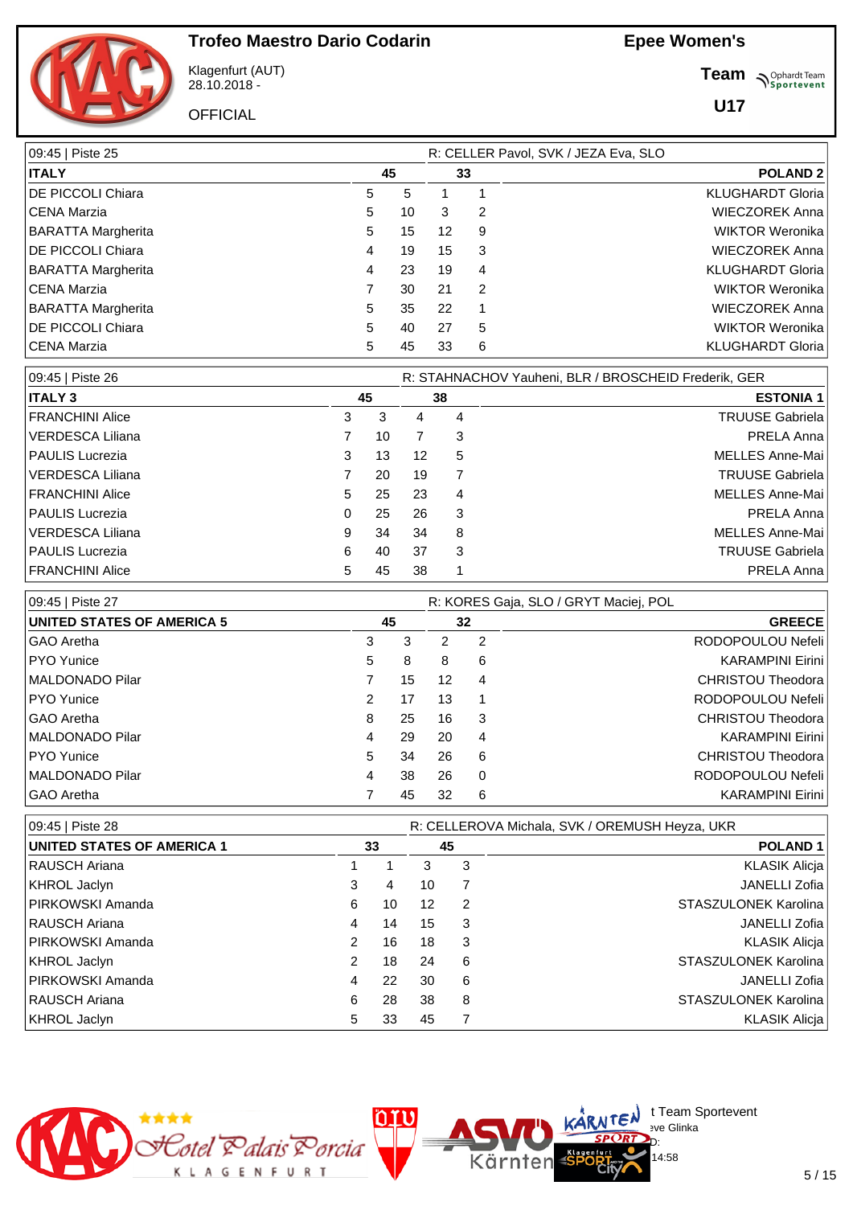# Trofeo Maestro Dario Codarin

Klagenfurt (AUT)
28.10.2018 -

OFFICIAL

**Epee Women's**

**Team**

**U17**

| 09:45 \| Piste 25 | | | | | R: CELLER Pavol, SVK / JEZA Eva, SLO |
|---|---|---|---|---|---|
| **ITALY** | | **45** | **33** | | **POLAND 2** |
| DE PICCOLI Chiara | 5 | 5 | 1 | 1 | KLUGHARDT Gloria |
| CENA Marzia | 5 | 10 | 3 | 2 | WIECZOREK Anna |
| BARATTA Margherita | 5 | 15 | 12 | 9 | WIKTOR Weronika |
| DE PICCOLI Chiara | 4 | 19 | 15 | 3 | WIECZOREK Anna |
| BARATTA Margherita | 4 | 23 | 19 | 4 | KLUGHARDT Gloria |
| CENA Marzia | 7 | 30 | 21 | 2 | WIKTOR Weronika |
| BARATTA Margherita | 5 | 35 | 22 | 1 | WIECZOREK Anna |
| DE PICCOLI Chiara | 5 | 40 | 27 | 5 | WIKTOR Weronika |
| CENA Marzia | 5 | 45 | 33 | 6 | KLUGHARDT Gloria |

| 09:45 \| Piste 26 | | | | | R: STAHNACHOV Yauheni, BLR / BROSCHEID Frederik, GER |
|---|---|---|---|---|---|
| **ITALY 3** | | **45** | **38** | | **ESTONIA 1** |
| FRANCHINI Alice | 3 | 3 | 4 | 4 | TRUUSE Gabriela |
| VERDESCA Liliana | 7 | 10 | 7 | 3 | PRELA Anna |
| PAULIS Lucrezia | 3 | 13 | 12 | 5 | MELLES Anne-Mai |
| VERDESCA Liliana | 7 | 20 | 19 | 7 | TRUUSE Gabriela |
| FRANCHINI Alice | 5 | 25 | 23 | 4 | MELLES Anne-Mai |
| PAULIS Lucrezia | 0 | 25 | 26 | 3 | PRELA Anna |
| VERDESCA Liliana | 9 | 34 | 34 | 8 | MELLES Anne-Mai |
| PAULIS Lucrezia | 6 | 40 | 37 | 3 | TRUUSE Gabriela |
| FRANCHINI Alice | 5 | 45 | 38 | 1 | PRELA Anna |

| 09:45 \| Piste 27 | | | | | R: KORES Gaja, SLO / GRYT Maciej, POL |
|---|---|---|---|---|---|
| **UNITED STATES OF AMERICA 5** | | **45** | **32** | | **GREECE** |
| GAO Aretha | 3 | 3 | 2 | 2 | RODOPOULOU Nefeli |
| PYO Yunice | 5 | 8 | 8 | 6 | KARAMPINI Eirini |
| MALDONADO Pilar | 7 | 15 | 12 | 4 | CHRISTOU Theodora |
| PYO Yunice | 2 | 17 | 13 | 1 | RODOPOULOU Nefeli |
| GAO Aretha | 8 | 25 | 16 | 3 | CHRISTOU Theodora |
| MALDONADO Pilar | 4 | 29 | 20 | 4 | KARAMPINI Eirini |
| PYO Yunice | 5 | 34 | 26 | 6 | CHRISTOU Theodora |
| MALDONADO Pilar | 4 | 38 | 26 | 0 | RODOPOULOU Nefeli |
| GAO Aretha | 7 | 45 | 32 | 6 | KARAMPINI Eirini |

| 09:45 \| Piste 28 | | | | | R: CELLEROVA Michala, SVK / OREMUSH Heyza, UKR |
|---|---|---|---|---|---|
| **UNITED STATES OF AMERICA 1** | | **33** | **45** | | **POLAND 1** |
| RAUSCH Ariana | 1 | 1 | 3 | 3 | KLASIK Alicja |
| KHROL Jaclyn | 3 | 4 | 10 | 7 | JANELLI Zofia |
| PIRKOWSKI Amanda | 6 | 10 | 12 | 2 | STASZULONEK Karolina |
| RAUSCH Ariana | 4 | 14 | 15 | 3 | JANELLI Zofia |
| PIRKOWSKI Amanda | 2 | 16 | 18 | 3 | KLASIK Alicja |
| KHROL Jaclyn | 2 | 18 | 24 | 6 | STASZULONEK Karolina |
| PIRKOWSKI Amanda | 4 | 22 | 30 | 6 | JANELLI Zofia |
| RAUSCH Ariana | 6 | 28 | 38 | 8 | STASZULONEK Karolina |
| KHROL Jaclyn | 5 | 33 | 45 | 7 | KLASIK Alicja |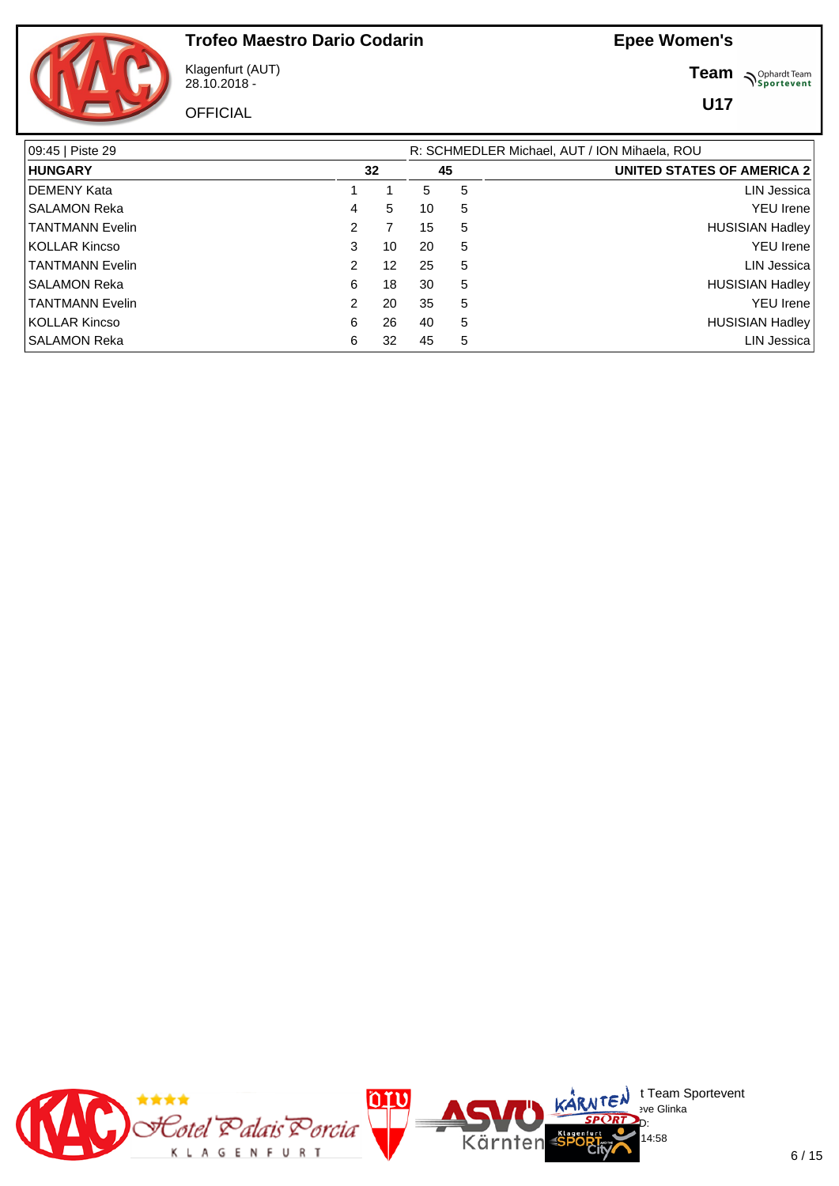# Trofeo Maestro Dario Codarin

Klagenfurt (AUT)
28.10.2018 -

OFFICIAL

**Epee Women's**

**Team**

**U17**

| 09:45 \| Piste 29 | | | | | R: SCHMEDLER Michael, AUT / ION Mihaela, ROU |
|---|---|---|---|---|---|
| **HUNGARY** | | **32** | **45** | | **UNITED STATES OF AMERICA 2** |
| DEMENY Kata | 1 | 1 | 5 | 5 | LIN Jessica |
| SALAMON Reka | 4 | 5 | 10 | 5 | YEU Irene |
| TANTMANN Evelin | 2 | 7 | 15 | 5 | HUSISIAN Hadley |
| KOLLAR Kincso | 3 | 10 | 20 | 5 | YEU Irene |
| TANTMANN Evelin | 2 | 12 | 25 | 5 | LIN Jessica |
| SALAMON Reka | 6 | 18 | 30 | 5 | HUSISIAN Hadley |
| TANTMANN Evelin | 2 | 20 | 35 | 5 | YEU Irene |
| KOLLAR Kincso | 6 | 26 | 40 | 5 | HUSISIAN Hadley |
| SALAMON Reka | 6 | 32 | 45 | 5 | LIN Jessica |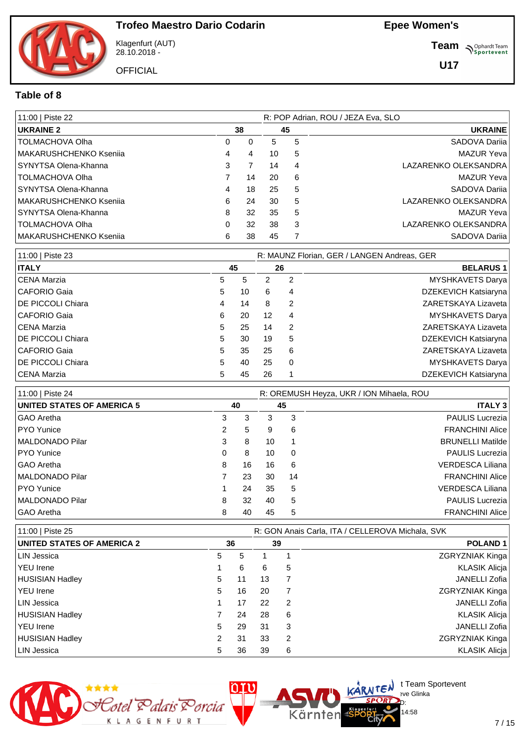# Trofeo Maestro Dario Codarin

Klagenfurt (AUT)
28.10.2018 -

OFFICIAL

**Epee Women's**

**Team**

**U17**

## Table of 8

| 11:00 \| Piste 22 | | | | | R: POP Adrian, ROU / JEZA Eva, SLO |
|---|---|---|---|---|---|
| **UKRAINE 2** | | **38** | **45** | | **UKRAINE** |
| TOLMACHOVA Olha | 0 | 0 | 5 | 5 | SADOVA Dariia |
| MAKARUSHCHENKO Kseniia | 4 | 4 | 10 | 5 | MAZUR Yeva |
| SYNYTSA Olena-Khanna | 3 | 7 | 14 | 4 | LAZARENKO OLEKSANDRA |
| TOLMACHOVA Olha | 7 | 14 | 20 | 6 | MAZUR Yeva |
| SYNYTSA Olena-Khanna | 4 | 18 | 25 | 5 | SADOVA Dariia |
| MAKARUSHCHENKO Kseniia | 6 | 24 | 30 | 5 | LAZARENKO OLEKSANDRA |
| SYNYTSA Olena-Khanna | 8 | 32 | 35 | 5 | MAZUR Yeva |
| TOLMACHOVA Olha | 0 | 32 | 38 | 3 | LAZARENKO OLEKSANDRA |
| MAKARUSHCHENKO Kseniia | 6 | 38 | 45 | 7 | SADOVA Dariia |

| 11:00 \| Piste 23 | | | | | R: MAUNZ Florian, GER / LANGEN Andreas, GER |
|---|---|---|---|---|---|
| **ITALY** | | **45** | **26** | | **BELARUS 1** |
| CENA Marzia | 5 | 5 | 2 | 2 | MYSHKAVETS Darya |
| CAFORIO Gaia | 5 | 10 | 6 | 4 | DZEKEVICH Katsiaryna |
| DE PICCOLI Chiara | 4 | 14 | 8 | 2 | ZARETSKAYA Lizaveta |
| CAFORIO Gaia | 6 | 20 | 12 | 4 | MYSHKAVETS Darya |
| CENA Marzia | 5 | 25 | 14 | 2 | ZARETSKAYA Lizaveta |
| DE PICCOLI Chiara | 5 | 30 | 19 | 5 | DZEKEVICH Katsiaryna |
| CAFORIO Gaia | 5 | 35 | 25 | 6 | ZARETSKAYA Lizaveta |
| DE PICCOLI Chiara | 5 | 40 | 25 | 0 | MYSHKAVETS Darya |
| CENA Marzia | 5 | 45 | 26 | 1 | DZEKEVICH Katsiaryna |

| 11:00 \| Piste 24 | | | | | R: OREMUSH Heyza, UKR / ION Mihaela, ROU |
|---|---|---|---|---|---|
| **UNITED STATES OF AMERICA 5** | | **40** | **45** | | **ITALY 3** |
| GAO Aretha | 3 | 3 | 3 | 3 | PAULIS Lucrezia |
| PYO Yunice | 2 | 5 | 9 | 6 | FRANCHINI Alice |
| MALDONADO Pilar | 3 | 8 | 10 | 1 | BRUNELLI Matilde |
| PYO Yunice | 0 | 8 | 10 | 0 | PAULIS Lucrezia |
| GAO Aretha | 8 | 16 | 16 | 6 | VERDESCA Liliana |
| MALDONADO Pilar | 7 | 23 | 30 | 14 | FRANCHINI Alice |
| PYO Yunice | 1 | 24 | 35 | 5 | VERDESCA Liliana |
| MALDONADO Pilar | 8 | 32 | 40 | 5 | PAULIS Lucrezia |
| GAO Aretha | 8 | 40 | 45 | 5 | FRANCHINI Alice |

| 11:00 \| Piste 25 | | | | | R: GON Anais Carla, ITA / CELLEROVA Michala, SVK |
|---|---|---|---|---|---|
| **UNITED STATES OF AMERICA 2** | | **36** | **39** | | **POLAND 1** |
| LIN Jessica | 5 | 5 | 1 | 1 | ZGRYZNIAK Kinga |
| YEU Irene | 1 | 6 | 6 | 5 | KLASIK Alicja |
| HUSISIAN Hadley | 5 | 11 | 13 | 7 | JANELLI Zofia |
| YEU Irene | 5 | 16 | 20 | 7 | ZGRYZNIAK Kinga |
| LIN Jessica | 1 | 17 | 22 | 2 | JANELLI Zofia |
| HUSISIAN Hadley | 7 | 24 | 28 | 6 | KLASIK Alicja |
| YEU Irene | 5 | 29 | 31 | 3 | JANELLI Zofia |
| HUSISIAN Hadley | 2 | 31 | 33 | 2 | ZGRYZNIAK Kinga |
| LIN Jessica | 5 | 36 | 39 | 6 | KLASIK Alicja |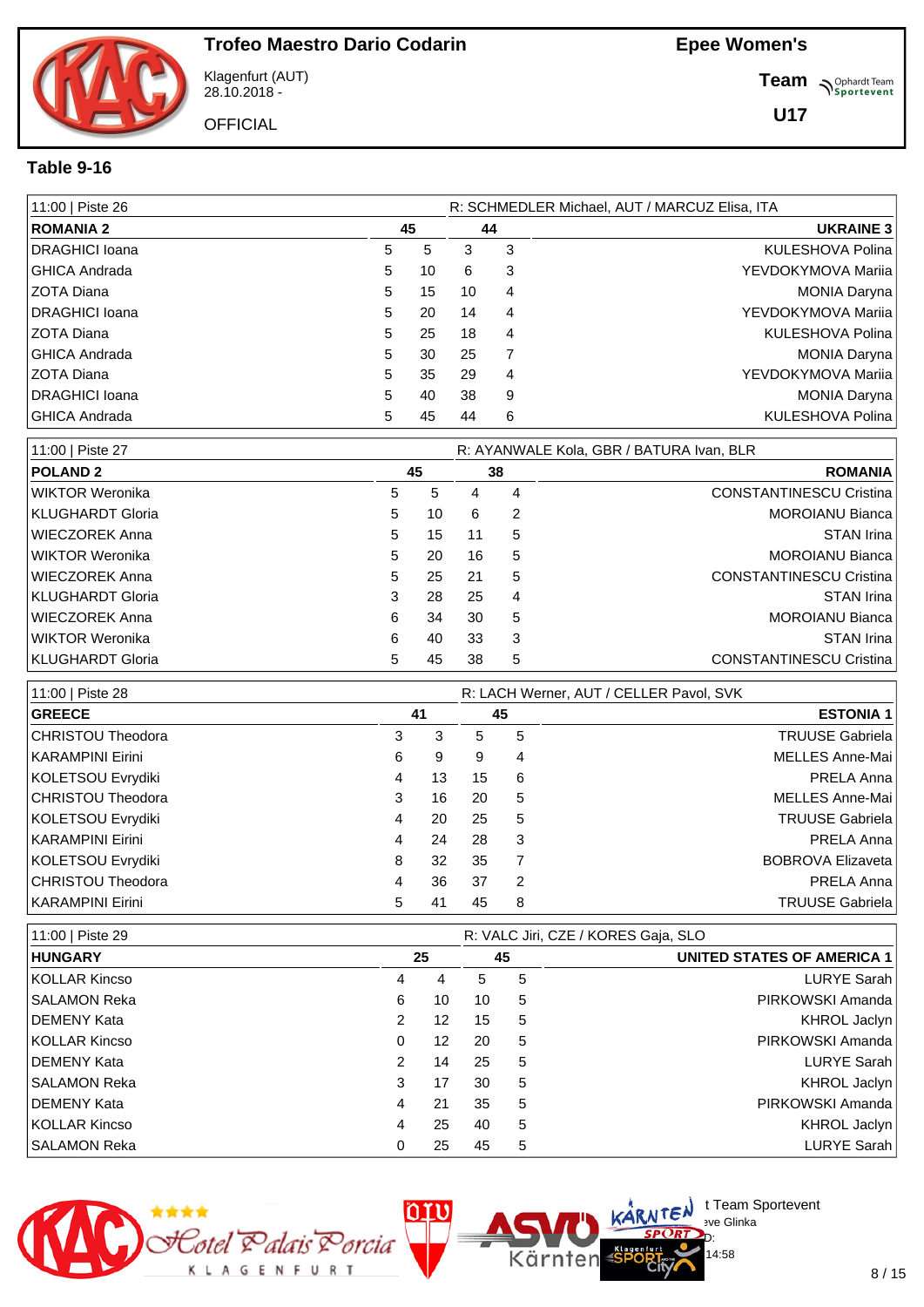# Trofeo Maestro Dario Codarin

Klagenfurt (AUT)
28.10.2018 -

OFFICIAL

**Epee Women's**

**Team**

**U17**

## Table 9-16

| 11:00 \| Piste 26 | | | | | R: SCHMEDLER Michael, AUT / MARCUZ Elisa, ITA |
|---|---|---|---|---|---|
| **ROMANIA 2** | **45** | | **44** | | **UKRAINE 3** |
| DRAGHICI Ioana | 5 | 5 | 3 | 3 | KULESHOVA Polina |
| GHICA Andrada | 5 | 10 | 6 | 3 | YEVDOKYMOVA Mariia |
| ZOTA Diana | 5 | 15 | 10 | 4 | MONIA Daryna |
| DRAGHICI Ioana | 5 | 20 | 14 | 4 | YEVDOKYMOVA Mariia |
| ZOTA Diana | 5 | 25 | 18 | 4 | KULESHOVA Polina |
| GHICA Andrada | 5 | 30 | 25 | 7 | MONIA Daryna |
| ZOTA Diana | 5 | 35 | 29 | 4 | YEVDOKYMOVA Mariia |
| DRAGHICI Ioana | 5 | 40 | 38 | 9 | MONIA Daryna |
| GHICA Andrada | 5 | 45 | 44 | 6 | KULESHOVA Polina |

| 11:00 \| Piste 27 | | | | | R: AYANWALE Kola, GBR / BATURA Ivan, BLR |
|---|---|---|---|---|---|
| **POLAND 2** | **45** | | **38** | | **ROMANIA** |
| WIKTOR Weronika | 5 | 5 | 4 | 4 | CONSTANTINESCU Cristina |
| KLUGHARDT Gloria | 5 | 10 | 6 | 2 | MOROIANU Bianca |
| WIECZOREK Anna | 5 | 15 | 11 | 5 | STAN Irina |
| WIKTOR Weronika | 5 | 20 | 16 | 5 | MOROIANU Bianca |
| WIECZOREK Anna | 5 | 25 | 21 | 5 | CONSTANTINESCU Cristina |
| KLUGHARDT Gloria | 3 | 28 | 25 | 4 | STAN Irina |
| WIECZOREK Anna | 6 | 34 | 30 | 5 | MOROIANU Bianca |
| WIKTOR Weronika | 6 | 40 | 33 | 3 | STAN Irina |
| KLUGHARDT Gloria | 5 | 45 | 38 | 5 | CONSTANTINESCU Cristina |

| 11:00 \| Piste 28 | | | | | R: LACH Werner, AUT / CELLER Pavol, SVK |
|---|---|---|---|---|---|
| **GREECE** | **41** | | **45** | | **ESTONIA 1** |
| CHRISTOU Theodora | 3 | 3 | 5 | 5 | TRUUSE Gabriela |
| KARAMPINI Eirini | 6 | 9 | 9 | 4 | MELLES Anne-Mai |
| KOLETSOU Evrydiki | 4 | 13 | 15 | 6 | PRELA Anna |
| CHRISTOU Theodora | 3 | 16 | 20 | 5 | MELLES Anne-Mai |
| KOLETSOU Evrydiki | 4 | 20 | 25 | 5 | TRUUSE Gabriela |
| KARAMPINI Eirini | 4 | 24 | 28 | 3 | PRELA Anna |
| KOLETSOU Evrydiki | 8 | 32 | 35 | 7 | BOBROVA Elizaveta |
| CHRISTOU Theodora | 4 | 36 | 37 | 2 | PRELA Anna |
| KARAMPINI Eirini | 5 | 41 | 45 | 8 | TRUUSE Gabriela |

| 11:00 \| Piste 29 | | | | | R: VALC Jiri, CZE / KORES Gaja, SLO |
|---|---|---|---|---|---|
| **HUNGARY** | **25** | | **45** | | **UNITED STATES OF AMERICA 1** |
| KOLLAR Kincso | 4 | 4 | 5 | 5 | LURYE Sarah |
| SALAMON Reka | 6 | 10 | 10 | 5 | PIRKOWSKI Amanda |
| DEMENY Kata | 2 | 12 | 15 | 5 | KHROL Jaclyn |
| KOLLAR Kincso | 0 | 12 | 20 | 5 | PIRKOWSKI Amanda |
| DEMENY Kata | 2 | 14 | 25 | 5 | LURYE Sarah |
| SALAMON Reka | 3 | 17 | 30 | 5 | KHROL Jaclyn |
| DEMENY Kata | 4 | 21 | 35 | 5 | PIRKOWSKI Amanda |
| KOLLAR Kincso | 4 | 25 | 40 | 5 | KHROL Jaclyn |
| SALAMON Reka | 0 | 25 | 45 | 5 | LURYE Sarah |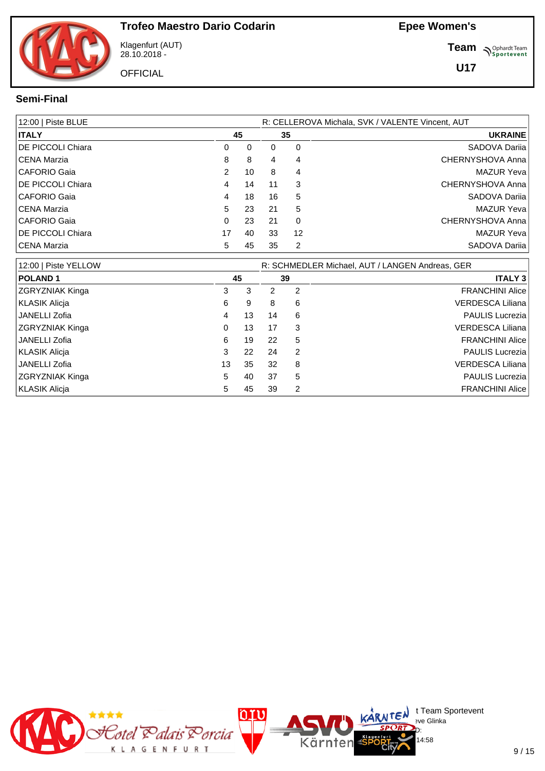# Trofeo Maestro Dario Codarin

Klagenfurt (AUT)
28.10.2018 -

OFFICIAL

**Epee Women's**

**Team**

**U17**

## Semi-Final

| 12:00 \| Piste BLUE | | | | | R: CELLEROVA Michala, SVK / VALENTE Vincent, AUT |
|---|---|---|---|---|---|
| **ITALY** | | **45** | **35** | | **UKRAINE** |
| DE PICCOLI Chiara | 0 | 0 | 0 | 0 | SADOVA Dariia |
| CENA Marzia | 8 | 8 | 4 | 4 | CHERNYSHOVA Anna |
| CAFORIO Gaia | 2 | 10 | 8 | 4 | MAZUR Yeva |
| DE PICCOLI Chiara | 4 | 14 | 11 | 3 | CHERNYSHOVA Anna |
| CAFORIO Gaia | 4 | 18 | 16 | 5 | SADOVA Dariia |
| CENA Marzia | 5 | 23 | 21 | 5 | MAZUR Yeva |
| CAFORIO Gaia | 0 | 23 | 21 | 0 | CHERNYSHOVA Anna |
| DE PICCOLI Chiara | 17 | 40 | 33 | 12 | MAZUR Yeva |
| CENA Marzia | 5 | 45 | 35 | 2 | SADOVA Dariia |

| 12:00 \| Piste YELLOW | | | | | R: SCHMEDLER Michael, AUT / LANGEN Andreas, GER |
|---|---|---|---|---|---|
| **POLAND 1** | | **45** | **39** | | **ITALY 3** |
| ZGRYZNIAK Kinga | 3 | 3 | 2 | 2 | FRANCHINI Alice |
| KLASIK Alicja | 6 | 9 | 8 | 6 | VERDESCA Liliana |
| JANELLI Zofia | 4 | 13 | 14 | 6 | PAULIS Lucrezia |
| ZGRYZNIAK Kinga | 0 | 13 | 17 | 3 | VERDESCA Liliana |
| JANELLI Zofia | 6 | 19 | 22 | 5 | FRANCHINI Alice |
| KLASIK Alicja | 3 | 22 | 24 | 2 | PAULIS Lucrezia |
| JANELLI Zofia | 13 | 35 | 32 | 8 | VERDESCA Liliana |
| ZGRYZNIAK Kinga | 5 | 40 | 37 | 5 | PAULIS Lucrezia |
| KLASIK Alicja | 5 | 45 | 39 | 2 | FRANCHINI Alice |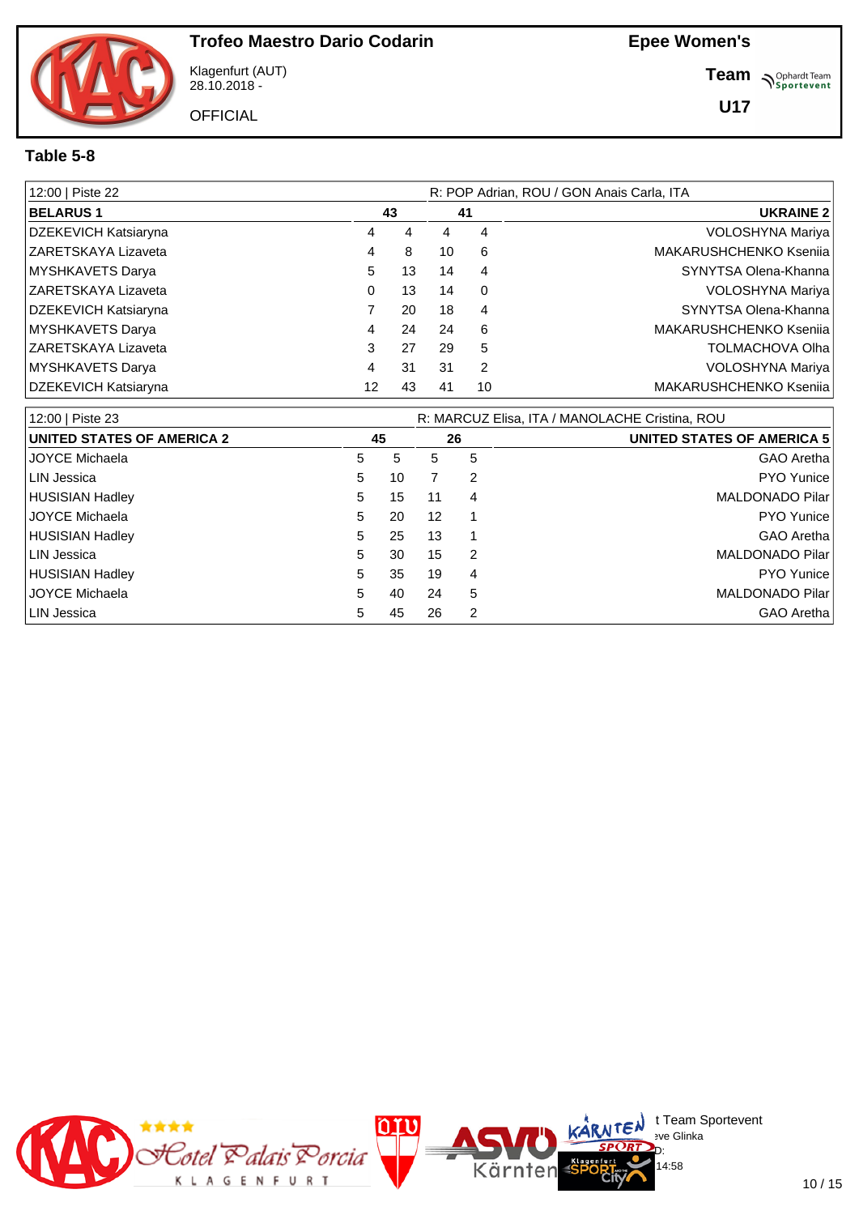# Trofeo Maestro Dario Codarin

Klagenfurt (AUT)
28.10.2018 -

OFFICIAL

**Epee Women's**

**Team**

**U17**

## Table 5-8

| 12:00 \| Piste 22 | | | | | R: POP Adrian, ROU / GON Anais Carla, ITA |
|---|---|---|---|---|---|
| **BELARUS 1** | | **43** | **41** | | **UKRAINE 2** |
| DZEKEVICH Katsiaryna | 4 | 4 | 4 | 4 | VOLOSHYNA Mariya |
| ZARETSKAYA Lizaveta | 4 | 8 | 10 | 6 | MAKARUSHCHENKO Kseniia |
| MYSHKAVETS Darya | 5 | 13 | 14 | 4 | SYNYTSA Olena-Khanna |
| ZARETSKAYA Lizaveta | 0 | 13 | 14 | 0 | VOLOSHYNA Mariya |
| DZEKEVICH Katsiaryna | 7 | 20 | 18 | 4 | SYNYTSA Olena-Khanna |
| MYSHKAVETS Darya | 4 | 24 | 24 | 6 | MAKARUSHCHENKO Kseniia |
| ZARETSKAYA Lizaveta | 3 | 27 | 29 | 5 | TOLMACHOVA Olha |
| MYSHKAVETS Darya | 4 | 31 | 31 | 2 | VOLOSHYNA Mariya |
| DZEKEVICH Katsiaryna | 12 | 43 | 41 | 10 | MAKARUSHCHENKO Kseniia |

| 12:00 \| Piste 23 | | | | | R: MARCUZ Elisa, ITA / MANOLACHE Cristina, ROU |
|---|---|---|---|---|---|
| **UNITED STATES OF AMERICA 2** | | **45** | **26** | | **UNITED STATES OF AMERICA 5** |
| JOYCE Michaela | 5 | 5 | 5 | 5 | GAO Aretha |
| LIN Jessica | 5 | 10 | 7 | 2 | PYO Yunice |
| HUSISIAN Hadley | 5 | 15 | 11 | 4 | MALDONADO Pilar |
| JOYCE Michaela | 5 | 20 | 12 | 1 | PYO Yunice |
| HUSISIAN Hadley | 5 | 25 | 13 | 1 | GAO Aretha |
| LIN Jessica | 5 | 30 | 15 | 2 | MALDONADO Pilar |
| HUSISIAN Hadley | 5 | 35 | 19 | 4 | PYO Yunice |
| JOYCE Michaela | 5 | 40 | 24 | 5 | MALDONADO Pilar |
| LIN Jessica | 5 | 45 | 26 | 2 | GAO Aretha |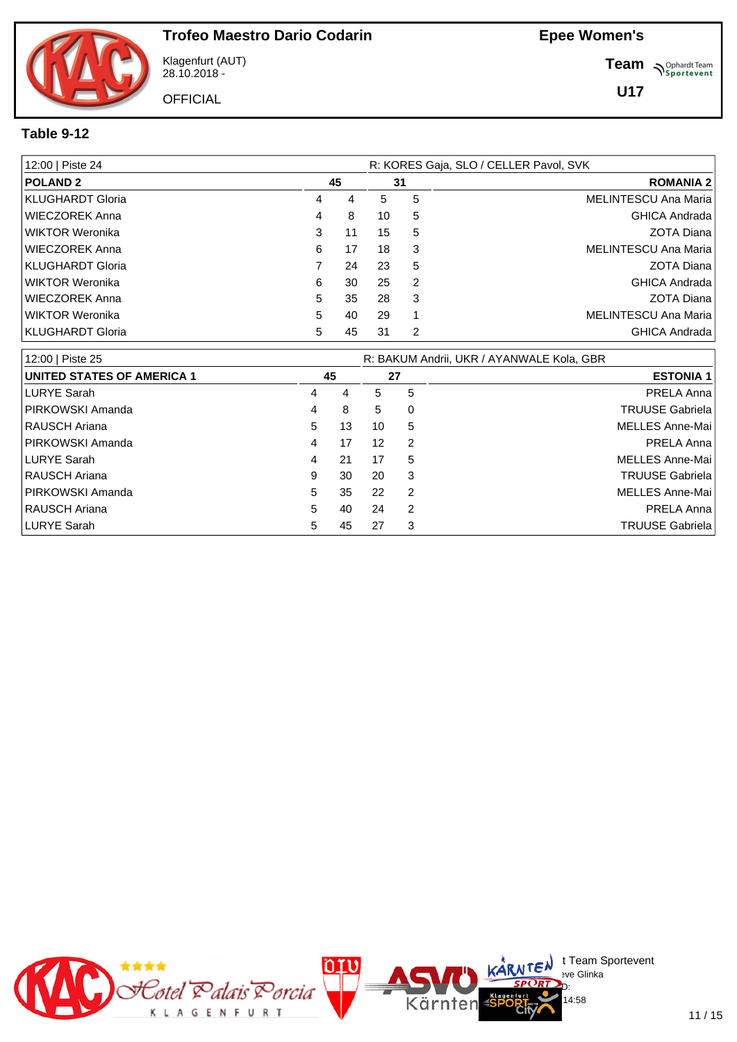Trofeo Maestro Dario Codarin

Klagenfurt (AUT)
28.10.2018 -

OFFICIAL

**Epee Women's**

**Team**

**U17**

### Table 9-12

| 12:00 \| Piste 24 | | | | | R: KORES Gaja, SLO / CELLER Pavol, SVK |
|---|---|---|---|---|---|
| **POLAND 2** | | **45** | **31** | | **ROMANIA 2** |
| KLUGHARDT Gloria | 4 | 4 | 5 | 5 | MELINTESCU Ana Maria |
| WIECZOREK Anna | 4 | 8 | 10 | 5 | GHICA Andrada |
| WIKTOR Weronika | 3 | 11 | 15 | 5 | ZOTA Diana |
| WIECZOREK Anna | 6 | 17 | 18 | 3 | MELINTESCU Ana Maria |
| KLUGHARDT Gloria | 7 | 24 | 23 | 5 | ZOTA Diana |
| WIKTOR Weronika | 6 | 30 | 25 | 2 | GHICA Andrada |
| WIECZOREK Anna | 5 | 35 | 28 | 3 | ZOTA Diana |
| WIKTOR Weronika | 5 | 40 | 29 | 1 | MELINTESCU Ana Maria |
| KLUGHARDT Gloria | 5 | 45 | 31 | 2 | GHICA Andrada |

| 12:00 \| Piste 25 | | | | | R: BAKUM Andrii, UKR / AYANWALE Kola, GBR |
|---|---|---|---|---|---|
| **UNITED STATES OF AMERICA 1** | | **45** | **27** | | **ESTONIA 1** |
| LURYE Sarah | 4 | 4 | 5 | 5 | PRELA Anna |
| PIRKOWSKI Amanda | 4 | 8 | 5 | 0 | TRUUSE Gabriela |
| RAUSCH Ariana | 5 | 13 | 10 | 5 | MELLES Anne-Mai |
| PIRKOWSKI Amanda | 4 | 17 | 12 | 2 | PRELA Anna |
| LURYE Sarah | 4 | 21 | 17 | 5 | MELLES Anne-Mai |
| RAUSCH Ariana | 9 | 30 | 20 | 3 | TRUUSE Gabriela |
| PIRKOWSKI Amanda | 5 | 35 | 22 | 2 | MELLES Anne-Mai |
| RAUSCH Ariana | 5 | 40 | 24 | 2 | PRELA Anna |
| LURYE Sarah | 5 | 45 | 27 | 3 | TRUUSE Gabriela |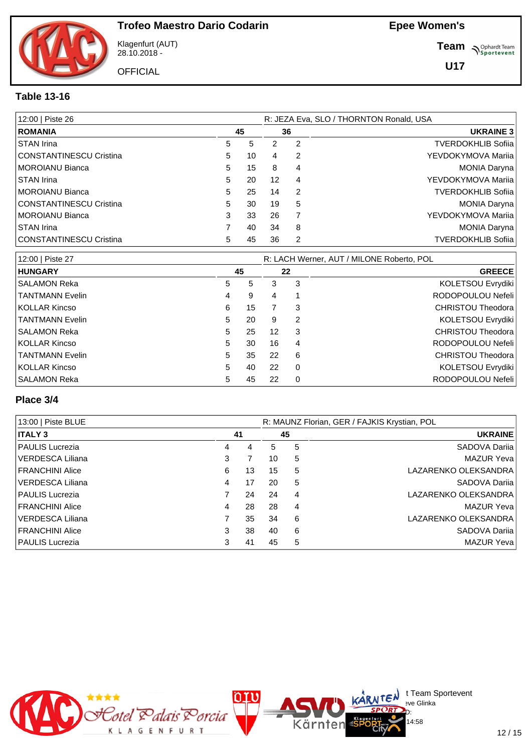# Trofeo Maestro Dario Codarin

Klagenfurt (AUT)
28.10.2018 -

OFFICIAL

**Epee Women's**

**Team**

**U17**

## Table 13-16

| 12:00 \| Piste 26 | | | | | R: JEZA Eva, SLO / THORNTON Ronald, USA |
|---|---|---|---|---|---|
| **ROMANIA** | | **45** | **36** | | **UKRAINE 3** |
| STAN Irina | 5 | 5 | 2 | 2 | TVERDOKHLIB Sofiia |
| CONSTANTINESCU Cristina | 5 | 10 | 4 | 2 | YEVDOKYMOVA Mariia |
| MOROIANU Bianca | 5 | 15 | 8 | 4 | MONIA Daryna |
| STAN Irina | 5 | 20 | 12 | 4 | YEVDOKYMOVA Mariia |
| MOROIANU Bianca | 5 | 25 | 14 | 2 | TVERDOKHLIB Sofiia |
| CONSTANTINESCU Cristina | 5 | 30 | 19 | 5 | MONIA Daryna |
| MOROIANU Bianca | 3 | 33 | 26 | 7 | YEVDOKYMOVA Mariia |
| STAN Irina | 7 | 40 | 34 | 8 | MONIA Daryna |
| CONSTANTINESCU Cristina | 5 | 45 | 36 | 2 | TVERDOKHLIB Sofiia |

| 12:00 \| Piste 27 | | | | | R: LACH Werner, AUT / MILONE Roberto, POL |
|---|---|---|---|---|---|
| **HUNGARY** | | **45** | **22** | | **GREECE** |
| SALAMON Reka | 5 | 5 | 3 | 3 | KOLETSOU Evrydiki |
| TANTMANN Evelin | 4 | 9 | 4 | 1 | RODOPOULOU Nefeli |
| KOLLAR Kincso | 6 | 15 | 7 | 3 | CHRISTOU Theodora |
| TANTMANN Evelin | 5 | 20 | 9 | 2 | KOLETSOU Evrydiki |
| SALAMON Reka | 5 | 25 | 12 | 3 | CHRISTOU Theodora |
| KOLLAR Kincso | 5 | 30 | 16 | 4 | RODOPOULOU Nefeli |
| TANTMANN Evelin | 5 | 35 | 22 | 6 | CHRISTOU Theodora |
| KOLLAR Kincso | 5 | 40 | 22 | 0 | KOLETSOU Evrydiki |
| SALAMON Reka | 5 | 45 | 22 | 0 | RODOPOULOU Nefeli |

## Place 3/4

| 13:00 \| Piste BLUE | | | | | R: MAUNZ Florian, GER / FAJKIS Krystian, POL |
|---|---|---|---|---|---|
| **ITALY 3** | | **41** | **45** | | **UKRAINE** |
| PAULIS Lucrezia | 4 | 4 | 5 | 5 | SADOVA Dariia |
| VERDESCA Liliana | 3 | 7 | 10 | 5 | MAZUR Yeva |
| FRANCHINI Alice | 6 | 13 | 15 | 5 | LAZARENKO OLEKSANDRA |
| VERDESCA Liliana | 4 | 17 | 20 | 5 | SADOVA Dariia |
| PAULIS Lucrezia | 7 | 24 | 24 | 4 | LAZARENKO OLEKSANDRA |
| FRANCHINI Alice | 4 | 28 | 28 | 4 | MAZUR Yeva |
| VERDESCA Liliana | 7 | 35 | 34 | 6 | LAZARENKO OLEKSANDRA |
| FRANCHINI Alice | 3 | 38 | 40 | 6 | SADOVA Dariia |
| PAULIS Lucrezia | 3 | 41 | 45 | 5 | MAZUR Yeva |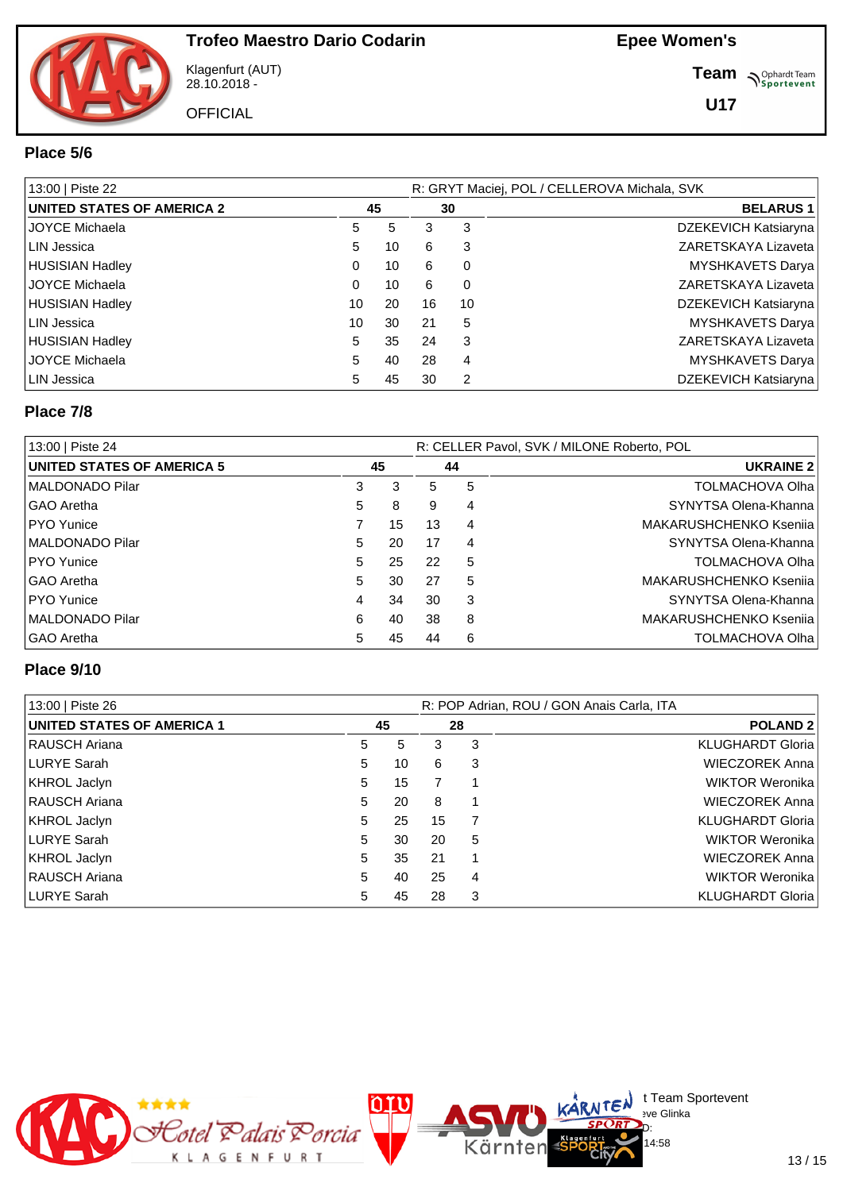# Trofeo Maestro Dario Codarin

Klagenfurt (AUT)
28.10.2018 -

OFFICIAL

**Epee Women's**

**Team**

**U17**

## Place 5/6

| 13:00 \| Piste 22 | | | | | R: GRYT Maciej, POL / CELLEROVA Michala, SVK |
|---|---|---|---|---|---|
| **UNITED STATES OF AMERICA 2** | | **45** | **30** | | **BELARUS 1** |
| JOYCE Michaela | 5 | 5 | 3 | 3 | DZEKEVICH Katsiaryna |
| LIN Jessica | 5 | 10 | 6 | 3 | ZARETSKAYA Lizaveta |
| HUSISIAN Hadley | 0 | 10 | 6 | 0 | MYSHKAVETS Darya |
| JOYCE Michaela | 0 | 10 | 6 | 0 | ZARETSKAYA Lizaveta |
| HUSISIAN Hadley | 10 | 20 | 16 | 10 | DZEKEVICH Katsiaryna |
| LIN Jessica | 10 | 30 | 21 | 5 | MYSHKAVETS Darya |
| HUSISIAN Hadley | 5 | 35 | 24 | 3 | ZARETSKAYA Lizaveta |
| JOYCE Michaela | 5 | 40 | 28 | 4 | MYSHKAVETS Darya |
| LIN Jessica | 5 | 45 | 30 | 2 | DZEKEVICH Katsiaryna |

## Place 7/8

| 13:00 \| Piste 24 | | | | | R: CELLER Pavol, SVK / MILONE Roberto, POL |
|---|---|---|---|---|---|
| **UNITED STATES OF AMERICA 5** | | **45** | **44** | | **UKRAINE 2** |
| MALDONADO Pilar | 3 | 3 | 5 | 5 | TOLMACHOVA Olha |
| GAO Aretha | 5 | 8 | 9 | 4 | SYNYTSA Olena-Khanna |
| PYO Yunice | 7 | 15 | 13 | 4 | MAKARUSHCHENKO Kseniia |
| MALDONADO Pilar | 5 | 20 | 17 | 4 | SYNYTSA Olena-Khanna |
| PYO Yunice | 5 | 25 | 22 | 5 | TOLMACHOVA Olha |
| GAO Aretha | 5 | 30 | 27 | 5 | MAKARUSHCHENKO Kseniia |
| PYO Yunice | 4 | 34 | 30 | 3 | SYNYTSA Olena-Khanna |
| MALDONADO Pilar | 6 | 40 | 38 | 8 | MAKARUSHCHENKO Kseniia |
| GAO Aretha | 5 | 45 | 44 | 6 | TOLMACHOVA Olha |

## Place 9/10

| 13:00 \| Piste 26 | | | | | R: POP Adrian, ROU / GON Anais Carla, ITA |
|---|---|---|---|---|---|
| **UNITED STATES OF AMERICA 1** | | **45** | **28** | | **POLAND 2** |
| RAUSCH Ariana | 5 | 5 | 3 | 3 | KLUGHARDT Gloria |
| LURYE Sarah | 5 | 10 | 6 | 3 | WIECZOREK Anna |
| KHROL Jaclyn | 5 | 15 | 7 | 1 | WIKTOR Weronika |
| RAUSCH Ariana | 5 | 20 | 8 | 1 | WIECZOREK Anna |
| KHROL Jaclyn | 5 | 25 | 15 | 7 | KLUGHARDT Gloria |
| LURYE Sarah | 5 | 30 | 20 | 5 | WIKTOR Weronika |
| KHROL Jaclyn | 5 | 35 | 21 | 1 | WIECZOREK Anna |
| RAUSCH Ariana | 5 | 40 | 25 | 4 | WIKTOR Weronika |
| LURYE Sarah | 5 | 45 | 28 | 3 | KLUGHARDT Gloria |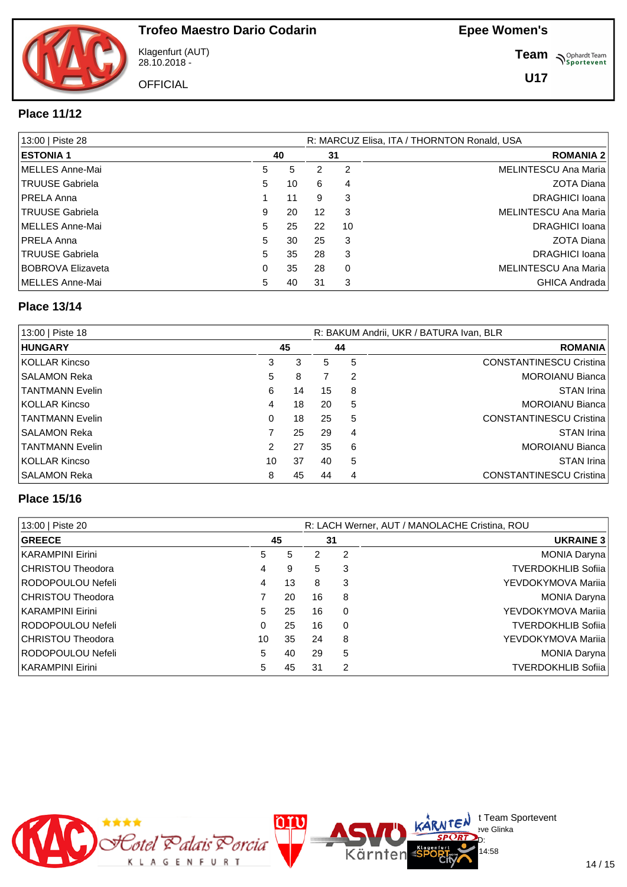# Trofeo Maestro Dario Codarin

Klagenfurt (AUT)
28.10.2018 -

OFFICIAL

**Epee Women's**

**Team**

**U17**

## Place 11/12

| 13:00 \| Piste 28 | | | | | R: MARCUZ Elisa, ITA / THORNTON Ronald, USA |
|---|---|---|---|---|---|
| **ESTONIA 1** | | **40** | **31** | | **ROMANIA 2** |
| MELLES Anne-Mai | 5 | 5 | 2 | 2 | MELINTESCU Ana Maria |
| TRUUSE Gabriela | 5 | 10 | 6 | 4 | ZOTA Diana |
| PRELA Anna | 1 | 11 | 9 | 3 | DRAGHICI Ioana |
| TRUUSE Gabriela | 9 | 20 | 12 | 3 | MELINTESCU Ana Maria |
| MELLES Anne-Mai | 5 | 25 | 22 | 10 | DRAGHICI Ioana |
| PRELA Anna | 5 | 30 | 25 | 3 | ZOTA Diana |
| TRUUSE Gabriela | 5 | 35 | 28 | 3 | DRAGHICI Ioana |
| BOBROVA Elizaveta | 0 | 35 | 28 | 0 | MELINTESCU Ana Maria |
| MELLES Anne-Mai | 5 | 40 | 31 | 3 | GHICA Andrada |

## Place 13/14

| 13:00 \| Piste 18 | | | | | R: BAKUM Andrii, UKR / BATURA Ivan, BLR |
|---|---|---|---|---|---|
| **HUNGARY** | | **45** | **44** | | **ROMANIA** |
| KOLLAR Kincso | 3 | 3 | 5 | 5 | CONSTANTINESCU Cristina |
| SALAMON Reka | 5 | 8 | 7 | 2 | MOROIANU Bianca |
| TANTMANN Evelin | 6 | 14 | 15 | 8 | STAN Irina |
| KOLLAR Kincso | 4 | 18 | 20 | 5 | MOROIANU Bianca |
| TANTMANN Evelin | 0 | 18 | 25 | 5 | CONSTANTINESCU Cristina |
| SALAMON Reka | 7 | 25 | 29 | 4 | STAN Irina |
| TANTMANN Evelin | 2 | 27 | 35 | 6 | MOROIANU Bianca |
| KOLLAR Kincso | 10 | 37 | 40 | 5 | STAN Irina |
| SALAMON Reka | 8 | 45 | 44 | 4 | CONSTANTINESCU Cristina |

## Place 15/16

| 13:00 \| Piste 20 | | | | | R: LACH Werner, AUT / MANOLACHE Cristina, ROU |
|---|---|---|---|---|---|
| **GREECE** | | **45** | **31** | | **UKRAINE 3** |
| KARAMPINI Eirini | 5 | 5 | 2 | 2 | MONIA Daryna |
| CHRISTOU Theodora | 4 | 9 | 5 | 3 | TVERDOKHLIB Sofiia |
| RODOPOULOU Nefeli | 4 | 13 | 8 | 3 | YEVDOKYMOVA Mariia |
| CHRISTOU Theodora | 7 | 20 | 16 | 8 | MONIA Daryna |
| KARAMPINI Eirini | 5 | 25 | 16 | 0 | YEVDOKYMOVA Mariia |
| RODOPOULOU Nefeli | 0 | 25 | 16 | 0 | TVERDOKHLIB Sofiia |
| CHRISTOU Theodora | 10 | 35 | 24 | 8 | YEVDOKYMOVA Mariia |
| RODOPOULOU Nefeli | 5 | 40 | 29 | 5 | MONIA Daryna |
| KARAMPINI Eirini | 5 | 45 | 31 | 2 | TVERDOKHLIB Sofiia |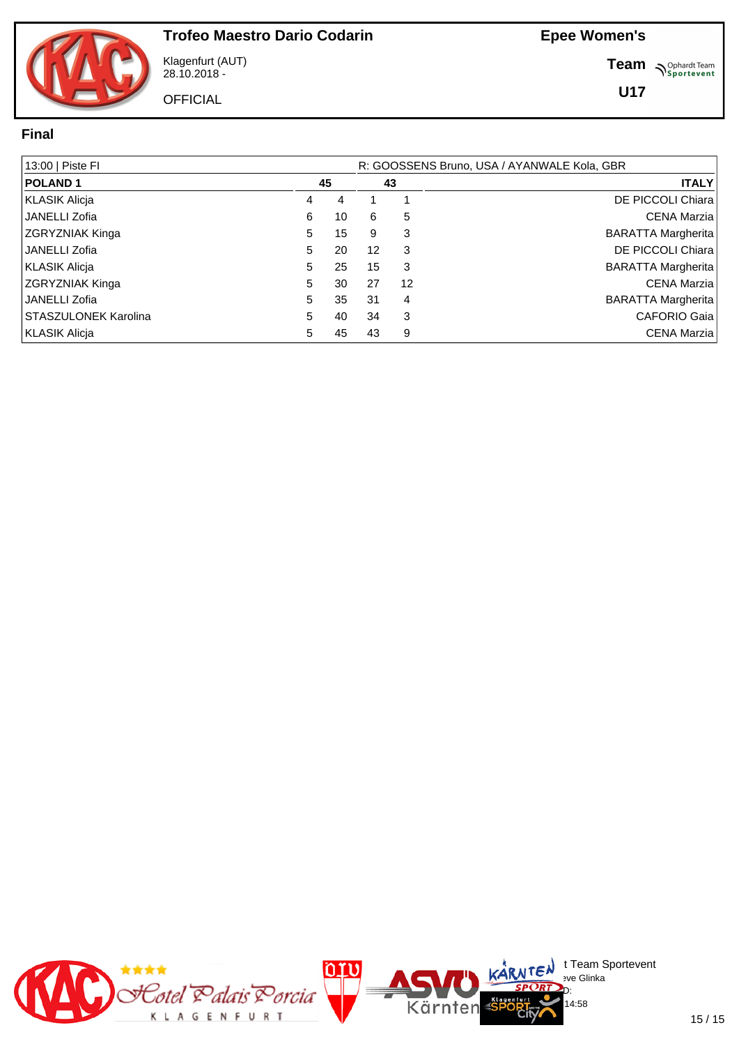# Trofeo Maestro Dario Codarin

Klagenfurt (AUT)
28.10.2018 -

OFFICIAL

**Epee Women's**

**Team**

**U17**

## Final

| 13:00 \| Piste FI | | | | | R: GOOSSENS Bruno, USA / AYANWALE Kola, GBR |
|---|---|---|---|---|---|
| **POLAND 1** | **45** | | **43** | | **ITALY** |
| KLASIK Alicja | 4 | 4 | 1 | 1 | DE PICCOLI Chiara |
| JANELLI Zofia | 6 | 10 | 6 | 5 | CENA Marzia |
| ZGRYZNIAK Kinga | 5 | 15 | 9 | 3 | BARATTA Margherita |
| JANELLI Zofia | 5 | 20 | 12 | 3 | DE PICCOLI Chiara |
| KLASIK Alicja | 5 | 25 | 15 | 3 | BARATTA Margherita |
| ZGRYZNIAK Kinga | 5 | 30 | 27 | 12 | CENA Marzia |
| JANELLI Zofia | 5 | 35 | 31 | 4 | BARATTA Margherita |
| STASZULONEK Karolina | 5 | 40 | 34 | 3 | CAFORIO Gaia |
| KLASIK Alicja | 5 | 45 | 43 | 9 | CENA Marzia |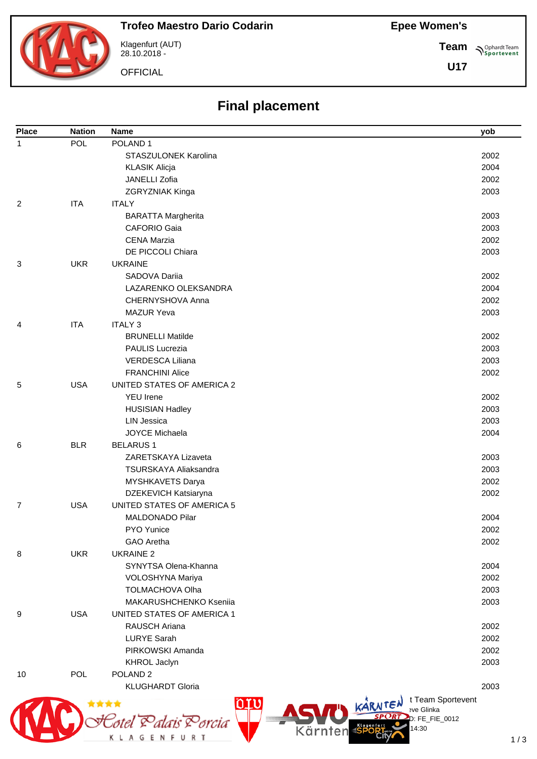# Trofeo Maestro Dario Codarin

Klagenfurt (AUT)
28.10.2018 -

OFFICIAL

**Epee Women's**

**Team**

**U17**

## Final placement

| Place | Nation | Name | yob |
|---|---|---|---|
| 1 | POL | POLAND 1 | |
| | | STASZULONEK Karolina | 2002 |
| | | KLASIK Alicja | 2004 |
| | | JANELLI Zofia | 2002 |
| | | ZGRYZNIAK Kinga | 2003 |
| 2 | ITA | ITALY | |
| | | BARATTA Margherita | 2003 |
| | | CAFORIO Gaia | 2003 |
| | | CENA Marzia | 2002 |
| | | DE PICCOLI Chiara | 2003 |
| 3 | UKR | UKRAINE | |
| | | SADOVA Dariia | 2002 |
| | | LAZARENKO OLEKSANDRA | 2004 |
| | | CHERNYSHOVA Anna | 2002 |
| | | MAZUR Yeva | 2003 |
| 4 | ITA | ITALY 3 | |
| | | BRUNELLI Matilde | 2002 |
| | | PAULIS Lucrezia | 2003 |
| | | VERDESCA Liliana | 2003 |
| | | FRANCHINI Alice | 2002 |
| 5 | USA | UNITED STATES OF AMERICA 2 | |
| | | YEU Irene | 2002 |
| | | HUSISIAN Hadley | 2003 |
| | | LIN Jessica | 2003 |
| | | JOYCE Michaela | 2004 |
| 6 | BLR | BELARUS 1 | |
| | | ZARETSKAYA Lizaveta | 2003 |
| | | TSURSKAYA Aliaksandra | 2003 |
| | | MYSHKAVETS Darya | 2002 |
| | | DZEKEVICH Katsiaryna | 2002 |
| 7 | USA | UNITED STATES OF AMERICA 5 | |
| | | MALDONADO Pilar | 2004 |
| | | PYO Yunice | 2002 |
| | | GAO Aretha | 2002 |
| 8 | UKR | UKRAINE 2 | |
| | | SYNYTSA Olena-Khanna | 2004 |
| | | VOLOSHYNA Mariya | 2002 |
| | | TOLMACHOVA Olha | 2003 |
| | | MAKARUSHCHENKO Ksenia | 2003 |
| 9 | USA | UNITED STATES OF AMERICA 1 | |
| | | RAUSCH Ariana | 2002 |
| | | LURYE Sarah | 2002 |
| | | PIRKOWSKI Amanda | 2002 |
| | | KHROL Jaclyn | 2003 |
| 10 | POL | POLAND 2 | |
| | | KLUGHARDT Gloria | 2003 |

t Team Sportevent
eve Glinka
D: FE_FIE_0012
14:30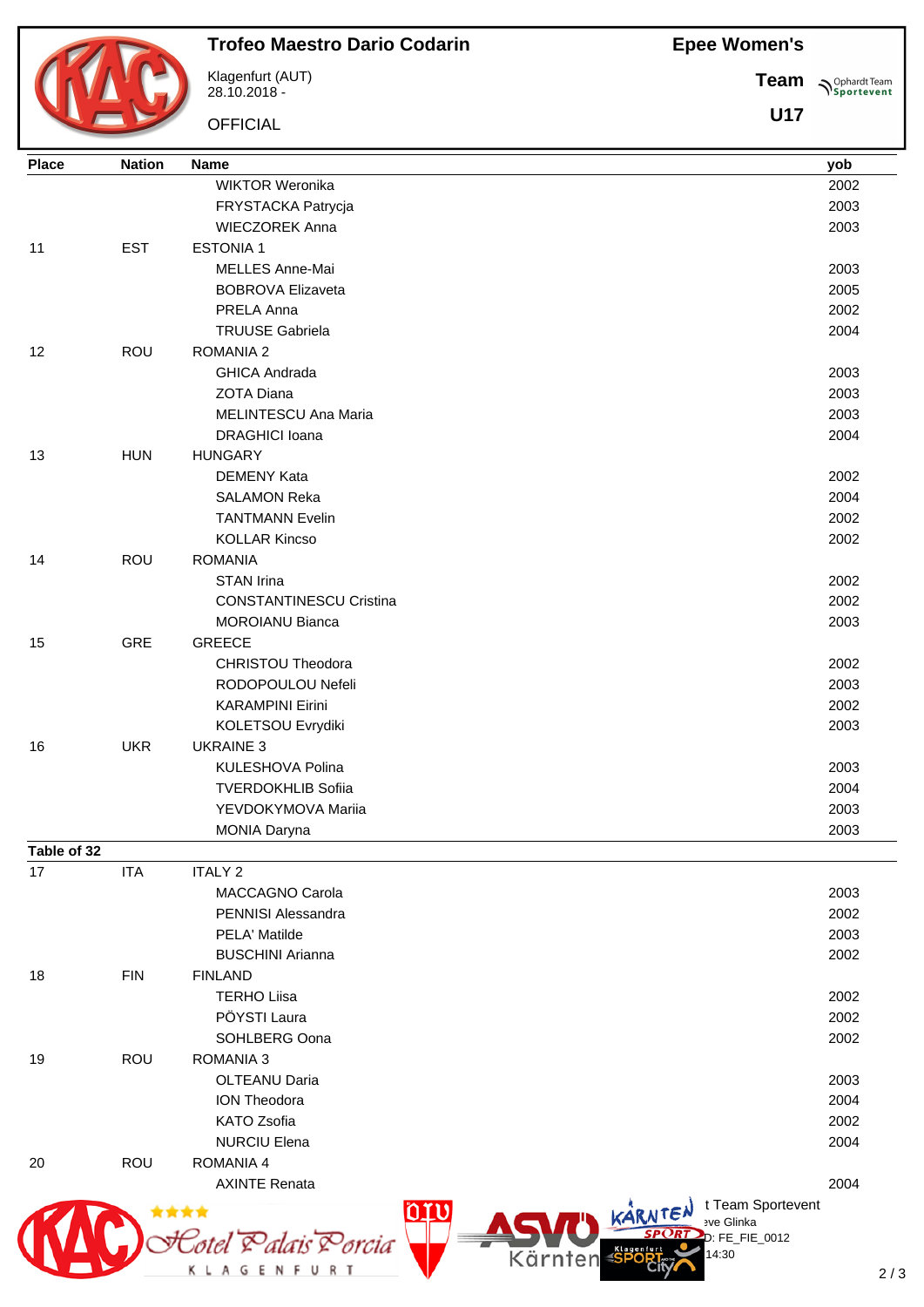# Trofeo Maestro Dario Codarin

Klagenfurt (AUT)
28.10.2018 -

OFFICIAL

**Epee Women's**
**Team**
**U17**

| Place | Nation | Name | yob |
|---|---|---|---|
| | | WIKTOR Weronika | 2002 |
| | | FRYSTACKA Patrycja | 2003 |
| | | WIECZOREK Anna | 2003 |
| 11 | EST | ESTONIA 1 | |
| | | MELLES Anne-Mai | 2003 |
| | | BOBROVA Elizaveta | 2005 |
| | | PRELA Anna | 2002 |
| | | TRUUSE Gabriela | 2004 |
| 12 | ROU | ROMANIA 2 | |
| | | GHICA Andrada | 2003 |
| | | ZOTA Diana | 2003 |
| | | MELINTESCU Ana Maria | 2003 |
| | | DRAGHICI Ioana | 2004 |
| 13 | HUN | HUNGARY | |
| | | DEMENY Kata | 2002 |
| | | SALAMON Reka | 2004 |
| | | TANTMANN Evelin | 2002 |
| | | KOLLAR Kincso | 2002 |
| 14 | ROU | ROMANIA | |
| | | STAN Irina | 2002 |
| | | CONSTANTINESCU Cristina | 2002 |
| | | MOROIANU Bianca | 2003 |
| 15 | GRE | GREECE | |
| | | CHRISTOU Theodora | 2002 |
| | | RODOPOULOU Nefeli | 2003 |
| | | KARAMPINI Eirini | 2002 |
| | | KOLETSOU Evrydiki | 2003 |
| 16 | UKR | UKRAINE 3 | |
| | | KULESHOVA Polina | 2003 |
| | | TVERDOKHLIB Sofiia | 2004 |
| | | YEVDOKYMOVA Mariia | 2003 |
| | | MONIA Daryna | 2003 |

**Table of 32**

| Place | Nation | Name | yob |
|---|---|---|---|
| 17 | ITA | ITALY 2 | |
| | | MACCAGNO Carola | 2003 |
| | | PENNISI Alessandra | 2002 |
| | | PELA' Matilde | 2003 |
| | | BUSCHINI Arianna | 2002 |
| 18 | FIN | FINLAND | |
| | | TERHO Liisa | 2002 |
| | | PÖYSTI Laura | 2002 |
| | | SOHLBERG Oona | 2002 |
| 19 | ROU | ROMANIA 3 | |
| | | OLTEANU Daria | 2003 |
| | | ION Theodora | 2004 |
| | | KATO Zsofia | 2002 |
| | | NURCIU Elena | 2004 |
| 20 | ROU | ROMANIA 4 | |
| | | AXINTE Renata | 2004 |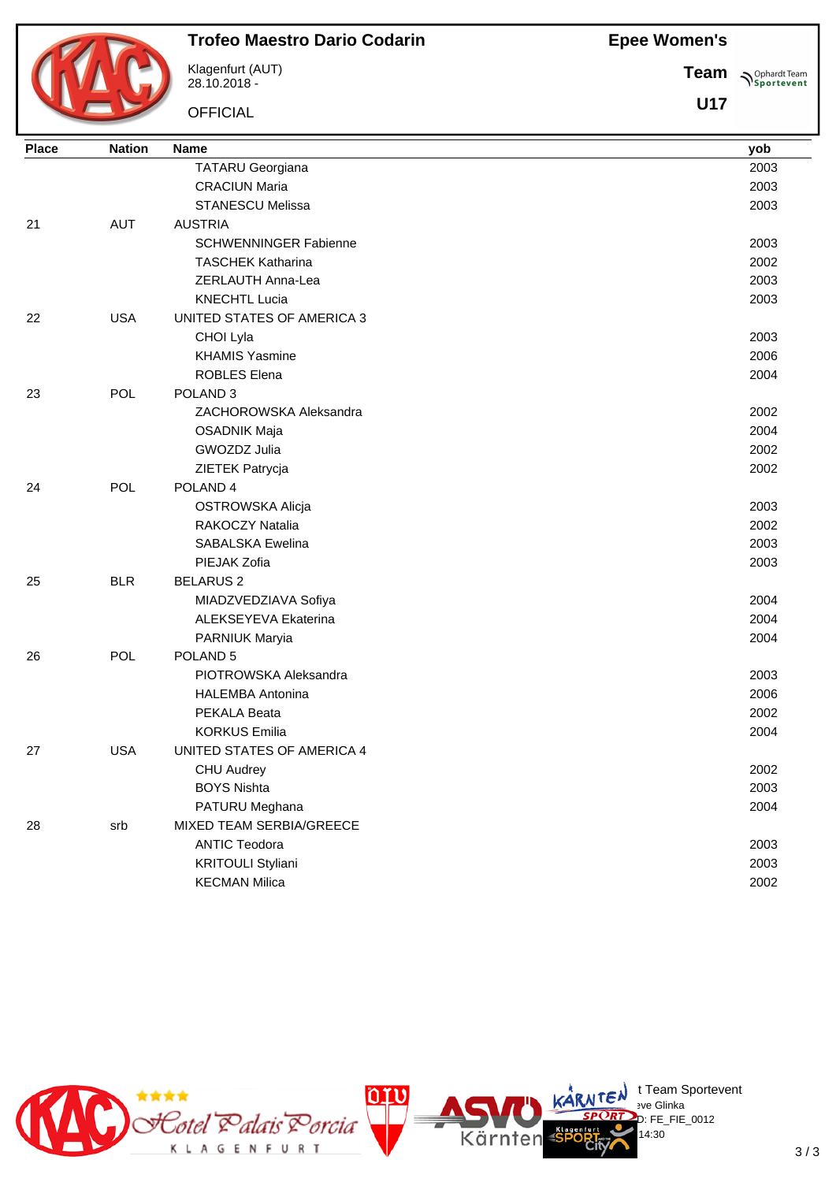# Trofeo Maestro Dario Codarin

Klagenfurt (AUT)
28.10.2018 -

OFFICIAL

**Epee Women's**

**Team**

**U17**

| Place | Nation | Name | yob |
|---|---|---|---|
| | | TATARU Georgiana | 2003 |
| | | CRACIUN Maria | 2003 |
| | | STANESCU Melissa | 2003 |
| 21 | AUT | AUSTRIA | |
| | | SCHWENNINGER Fabienne | 2003 |
| | | TASCHEK Katharina | 2002 |
| | | ZERLAUTH Anna-Lea | 2003 |
| | | KNECHTL Lucia | 2003 |
| 22 | USA | UNITED STATES OF AMERICA 3 | |
| | | CHOI Lyla | 2003 |
| | | KHAMIS Yasmine | 2006 |
| | | ROBLES Elena | 2004 |
| 23 | POL | POLAND 3 | |
| | | ZACHOROWSKA Aleksandra | 2002 |
| | | OSADNIK Maja | 2004 |
| | | GWOZDZ Julia | 2002 |
| | | ZIETEK Patrycja | 2002 |
| 24 | POL | POLAND 4 | |
| | | OSTROWSKA Alicja | 2003 |
| | | RAKOCZY Natalia | 2002 |
| | | SABALSKA Ewelina | 2003 |
| | | PIEJAK Zofia | 2003 |
| 25 | BLR | BELARUS 2 | |
| | | MIADZVEDZIAVA Sofiya | 2004 |
| | | ALEKSEYEVA Ekaterina | 2004 |
| | | PARNIUK Maryia | 2004 |
| 26 | POL | POLAND 5 | |
| | | PIOTROWSKA Aleksandra | 2003 |
| | | HALEMBA Antonina | 2006 |
| | | PEKALA Beata | 2002 |
| | | KORKUS Emilia | 2004 |
| 27 | USA | UNITED STATES OF AMERICA 4 | |
| | | CHU Audrey | 2002 |
| | | BOYS Nishta | 2003 |
| | | PATURU Meghana | 2004 |
| 28 | srb | MIXED TEAM SERBIA/GREECE | |
| | | ANTIC Teodora | 2003 |
| | | KRITOULI Styliani | 2003 |
| | | KECMAN Milica | 2002 |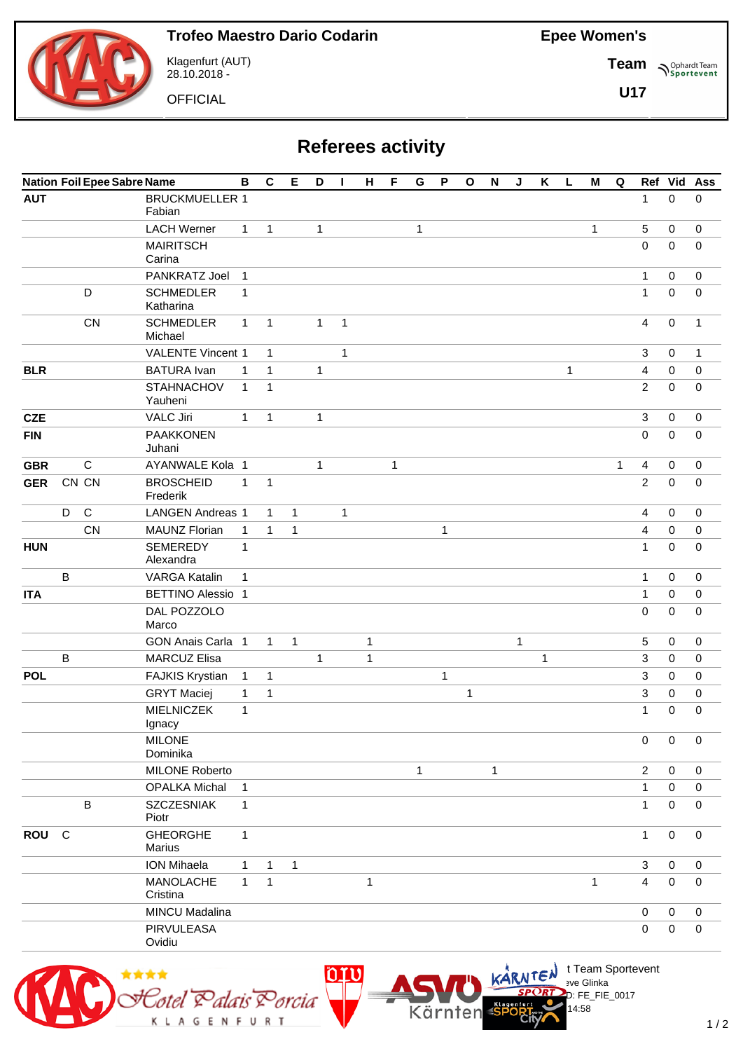**Trofeo Maestro Dario Codarin**

Klagenfurt (AUT)
28.10.2018 -

OFFICIAL

**Epee Women's**

**Team**

**U17**

# Referees activity

| Nation | Foil | Epee | Sabre | Name | B | C | E | D | I | H | F | G | P | O | N | J | K | L | M | Q | Ref | Vid | Ass |
|---|---|---|---|---|---|---|---|---|---|---|---|---|---|---|---|---|---|---|---|---|---|---|---|
| **AUT** | | | | BRUCKMUELLER Fabian | 1 | | | | | | | | | | | | | | | | 1 | 0 | 0 |
| | | | | LACH Werner | 1 | 1 | | 1 | | | | 1 | | | | | | | 1 | | 5 | 0 | 0 |
| | | | | MAIRITSCH Carina | | | | | | | | | | | | | | | | | 0 | 0 | 0 |
| | | | | PANKRATZ Joel | 1 | | | | | | | | | | | | | | | | 1 | 0 | 0 |
| | | D | | SCHMEDLER Katharina | 1 | | | | | | | | | | | | | | | | 1 | 0 | 0 |
| | | CN | | SCHMEDLER Michael | 1 | 1 | | 1 | 1 | | | | | | | | | | | | 4 | 0 | 1 |
| | | | | VALENTE Vincent | 1 | 1 | | | 1 | | | | | | | | | | | | 3 | 0 | 1 |
| **BLR** | | | | BATURA Ivan | 1 | 1 | | 1 | | | | | | | | | | 1 | | | 4 | 0 | 0 |
| | | | | STAHNACHOV Yauheni | 1 | 1 | | | | | | | | | | | | | | | 2 | 0 | 0 |
| **CZE** | | | | VALC Jiri | 1 | 1 | | 1 | | | | | | | | | | | | | 3 | 0 | 0 |
| **FIN** | | | | PAAKKONEN Juhani | | | | | | | | | | | | | | | | | 0 | 0 | 0 |
| **GBR** | | C | | AYANWALE Kola | 1 | | | 1 | | | 1 | | | | | | | | | 1 | 4 | 0 | 0 |
| **GER** | CN | CN | | BROSCHEID Frederik | 1 | 1 | | | | | | | | | | | | | | | 2 | 0 | 0 |
| | D | C | | LANGEN Andreas | 1 | 1 | 1 | | 1 | | | | | | | | | | | | 4 | 0 | 0 |
| | | CN | | MAUNZ Florian | 1 | 1 | 1 | | | | | | 1 | | | | | | | | 4 | 0 | 0 |
| **HUN** | | | | SEMEREDY Alexandra | 1 | | | | | | | | | | | | | | | | 1 | 0 | 0 |
| | B | | | VARGA Katalin | 1 | | | | | | | | | | | | | | | | 1 | 0 | 0 |
| **ITA** | | | | BETTINO Alessio | 1 | | | | | | | | | | | | | | | | 1 | 0 | 0 |
| | | | | DAL POZZOLO Marco | | | | | | | | | | | | | | | | | 0 | 0 | 0 |
| | | | | GON Anais Carla | 1 | 1 | 1 | | | 1 | | | | | | 1 | | | | | 5 | 0 | 0 |
| | B | | | MARCUZ Elisa | | | | 1 | | 1 | | | | | | | 1 | | | | 3 | 0 | 0 |
| **POL** | | | | FAJKIS Krystian | 1 | 1 | | | | | | | 1 | | | | | | | | 3 | 0 | 0 |
| | | | | GRYT Maciej | 1 | 1 | | | | | | | | 1 | | | | | | | 3 | 0 | 0 |
| | | | | MIELNICZEK Ignacy | 1 | | | | | | | | | | | | | | | | 1 | 0 | 0 |
| | | | | MILONE Dominika | | | | | | | | | | | | | | | | | 0 | 0 | 0 |
| | | | | MILONE Roberto | | | | | | | | 1 | | | 1 | | | | | | 2 | 0 | 0 |
| | | | | OPALKA Michal | 1 | | | | | | | | | | | | | | | | 1 | 0 | 0 |
| | | B | | SZCZESNIAK Piotr | 1 | | | | | | | | | | | | | | | | 1 | 0 | 0 |
| **ROU** | C | | | GHEORGHE Marius | 1 | | | | | | | | | | | | | | | | 1 | 0 | 0 |
| | | | | ION Mihaela | 1 | 1 | 1 | | | | | | | | | | | | | | 3 | 0 | 0 |
| | | | | MANOLACHE Cristina | 1 | 1 | | | | 1 | | | | | | | | | 1 | | 4 | 0 | 0 |
| | | | | MINCU Madalina | | | | | | | | | | | | | | | | | 0 | 0 | 0 |
| | | | | PIRVULEASA Ovidiu | | | | | | | | | | | | | | | | | 0 | 0 | 0 |

t Team Sportevent
eve Glinka
D: FE_FIE_0017
14:58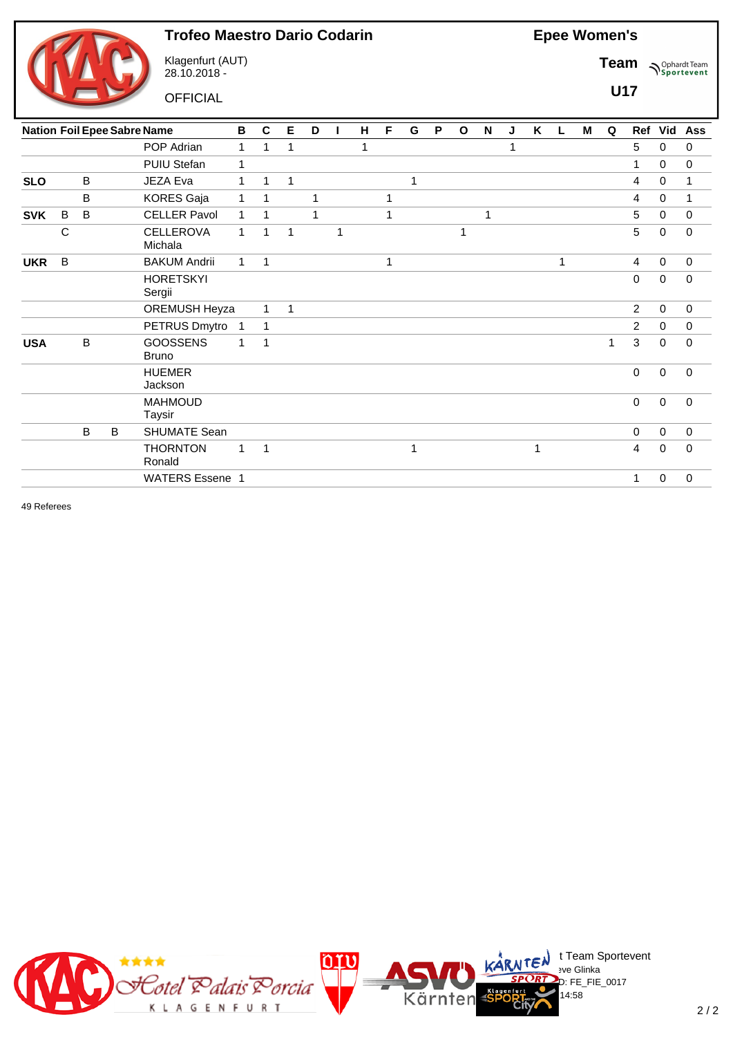# Trofeo Maestro Dario Codarin

Klagenfurt (AUT)
28.10.2018 -

OFFICIAL

**Epee Women's Team U17**

| Nation | Foil | Epee | Sabre | Name | B | C | E | D | I | H | F | G | P | O | N | J | K | L | M | Q | Ref | Vid | Ass |
|---|---|---|---|---|---|---|---|---|---|---|---|---|---|---|---|---|---|---|---|---|---|---|---|
| | | | | POP Adrian | 1 | 1 | 1 | | | 1 | | | | | | 1 | | | | | 5 | 0 | 0 |
| | | | | PUIU Stefan | 1 | | | | | | | | | | | | | | | | 1 | 0 | 0 |
| **SLO** | | B | | JEZA Eva | 1 | 1 | 1 | | | | | 1 | | | | | | | | | 4 | 0 | 1 |
| | | B | | KORES Gaja | 1 | 1 | | 1 | | | 1 | | | | | | | | | | 4 | 0 | 1 |
| **SVK** | B | B | | CELLER Pavol | 1 | 1 | | 1 | | | 1 | | | | 1 | | | | | | 5 | 0 | 0 |
| | C | | | CELLEROVA Michala | 1 | 1 | 1 | | 1 | | | | | 1 | | | | | | | 5 | 0 | 0 |
| **UKR** | B | | | BAKUM Andrii | 1 | 1 | | | | | 1 | | | | | | | 1 | | | 4 | 0 | 0 |
| | | | | HORETSKYI Sergii | | | | | | | | | | | | | | | | | 0 | 0 | 0 |
| | | | | OREMUSH Heyza | | 1 | 1 | | | | | | | | | | | | | | 2 | 0 | 0 |
| | | | | PETRUS Dmytro | 1 | 1 | | | | | | | | | | | | | | | 2 | 0 | 0 |
| **USA** | | B | | GOOSSENS Bruno | 1 | 1 | | | | | | | | | | | | | | 1 | 3 | 0 | 0 |
| | | | | HUEMER Jackson | | | | | | | | | | | | | | | | | 0 | 0 | 0 |
| | | | | MAHMOUD Taysir | | | | | | | | | | | | | | | | | 0 | 0 | 0 |
| | | B | B | SHUMATE Sean | | | | | | | | | | | | | | | | | 0 | 0 | 0 |
| | | | | THORNTON Ronald | 1 | 1 | | | | | | 1 | | | | | 1 | | | | 4 | 0 | 0 |
| | | | | WATERS Essene | 1 | | | | | | | | | | | | | | | | 1 | 0 | 0 |

49 Referees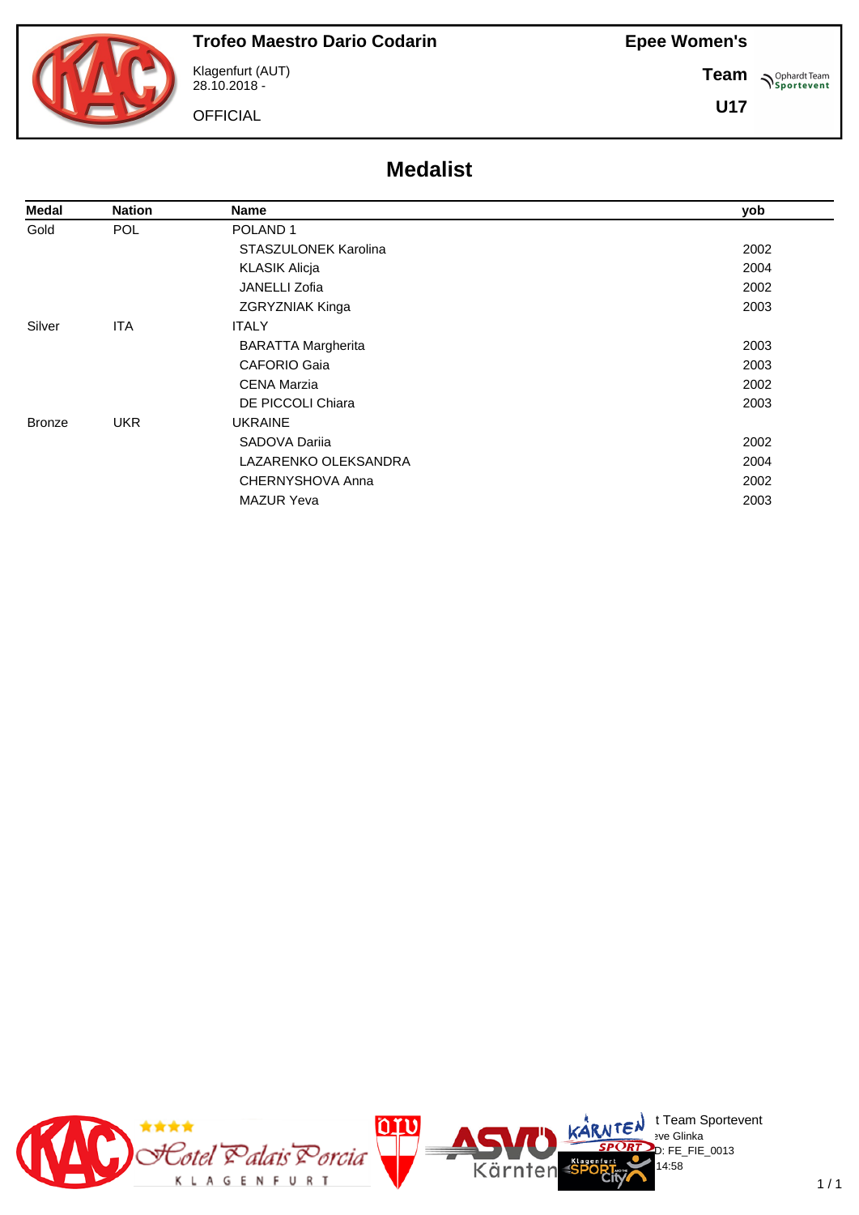# Trofeo Maestro Dario Codarin

Klagenfurt (AUT)
28.10.2018 -

OFFICIAL

**Epee Women's**

**Team**

**U17**

## Medalist

| Medal | Nation | Name | yob |
|---|---|---|---|
| Gold | POL | POLAND 1 | |
| | | STASZULONEK Karolina | 2002 |
| | | KLASIK Alicja | 2004 |
| | | JANELLI Zofia | 2002 |
| | | ZGRYZNIAK Kinga | 2003 |
| Silver | ITA | ITALY | |
| | | BARATTA Margherita | 2003 |
| | | CAFORIO Gaia | 2003 |
| | | CENA Marzia | 2002 |
| | | DE PICCOLI Chiara | 2003 |
| Bronze | UKR | UKRAINE | |
| | | SADOVA Dariia | 2002 |
| | | LAZARENKO OLEKSANDRA | 2004 |
| | | CHERNYSHOVA Anna | 2002 |
| | | MAZUR Yeva | 2003 |